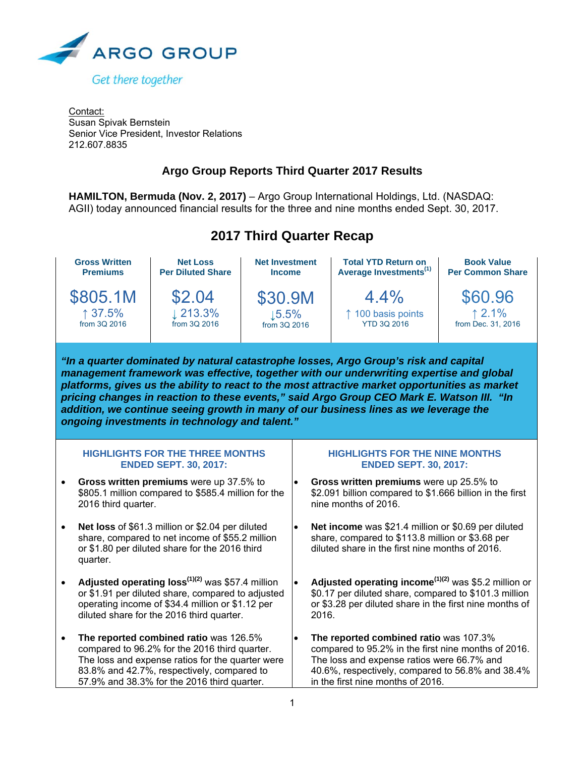ARGO GROUP

Get there together

Contact:
Susan Spivak Bernstein
Senior Vice President, Investor Relations
212.607.8835

# Argo Group Reports Third Quarter 2017 Results

**HAMILTON, Bermuda (Nov. 2, 2017)** – Argo Group International Holdings, Ltd. (NASDAQ: AGII) today announced financial results for the three and nine months ended Sept. 30, 2017.

## 2017 Third Quarter Recap

| Gross Written Premiums | Net Loss Per Diluted Share | Net Investment Income | Total YTD Return on Average Investments[1] | Book Value Per Common Share |
|---|---|---|---|---|
| $805.1M | $2.04 | $30.9M | 4.4% | $60.96 |
| ↑ 37.5% from 3Q 2016 | ↓ 213.3% from 3Q 2016 | ↓5.5% from 3Q 2016 | ↑ 100 basis points YTD 3Q 2016 | ↑ 2.1% from Dec. 31, 2016 |

***"In a quarter dominated by natural catastrophe losses, Argo Group's risk and capital management framework was effective, together with our underwriting expertise and global platforms, gives us the ability to react to the most attractive market opportunities as market pricing changes in reaction to these events," said Argo Group CEO Mark E. Watson III. "In addition, we continue seeing growth in many of our business lines as we leverage the ongoing investments in technology and talent."***

### HIGHLIGHTS FOR THE THREE MONTHS ENDED SEPT. 30, 2017:

- **Gross written premiums** were up 37.5% to $805.1 million compared to $585.4 million for the 2016 third quarter.
- **Net loss** of $61.3 million or $2.04 per diluted share, compared to net income of $55.2 million or $1.80 per diluted share for the 2016 third quarter.
- **Adjusted operating loss**[(1)(2)] was $57.4 million or $1.91 per diluted share, compared to adjusted operating income of $34.4 million or $1.12 per diluted share for the 2016 third quarter.
- **The reported combined ratio** was 126.5% compared to 96.2% for the 2016 third quarter. The loss and expense ratios for the quarter were 83.8% and 42.7%, respectively, compared to 57.9% and 38.3% for the 2016 third quarter.

### HIGHLIGHTS FOR THE NINE MONTHS ENDED SEPT. 30, 2017:

- **Gross written premiums** were up 25.5% to $2.091 billion compared to $1.666 billion in the first nine months of 2016.
- **Net income** was $21.4 million or $0.69 per diluted share, compared to $113.8 million or $3.68 per diluted share in the first nine months of 2016.
- **Adjusted operating income**[(1)(2)] was $5.2 million or $0.17 per diluted share, compared to $101.3 million or $3.28 per diluted share in the first nine months of 2016.
- **The reported combined ratio** was 107.3% compared to 95.2% in the first nine months of 2016. The loss and expense ratios were 66.7% and 40.6%, respectively, compared to 56.8% and 38.4% in the first nine months of 2016.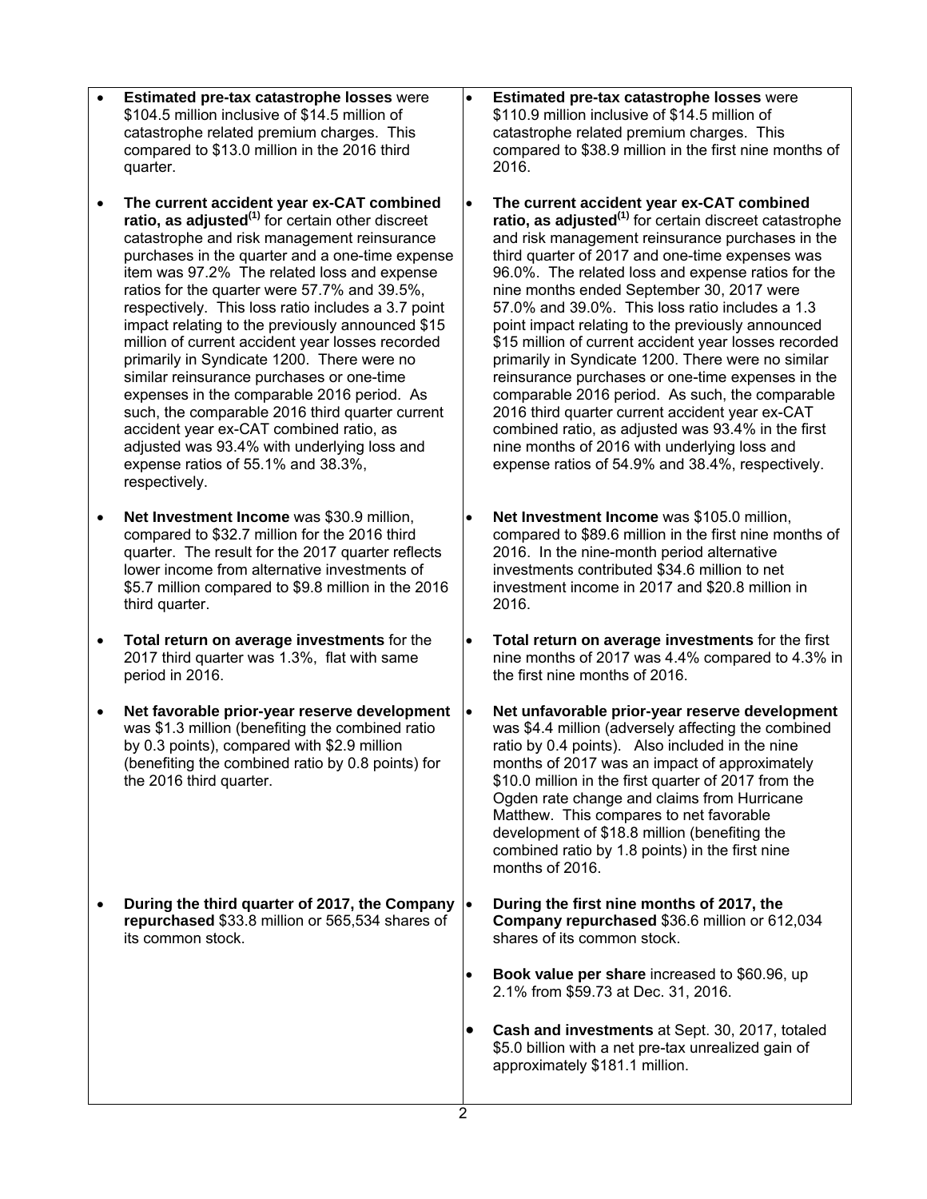- **Estimated pre-tax catastrophe losses** were $104.5 million inclusive of $14.5 million of catastrophe related premium charges. This compared to $13.0 million in the 2016 third quarter.

- **The current accident year ex-CAT combined ratio, as adjusted**[(1)] for certain other discreet catastrophe and risk management reinsurance purchases in the quarter and a one-time expense item was 97.2% The related loss and expense ratios for the quarter were 57.7% and 39.5%, respectively. This loss ratio includes a 3.7 point impact relating to the previously announced $15 million of current accident year losses recorded primarily in Syndicate 1200. There were no similar reinsurance purchases or one-time expenses in the comparable 2016 period. As such, the comparable 2016 third quarter current accident year ex-CAT combined ratio, as adjusted was 93.4% with underlying loss and expense ratios of 55.1% and 38.3%, respectively.

- **Net Investment Income** was $30.9 million, compared to $32.7 million for the 2016 third quarter. The result for the 2017 quarter reflects lower income from alternative investments of $5.7 million compared to $9.8 million in the 2016 third quarter.

- **Total return on average investments** for the 2017 third quarter was 1.3%, flat with same period in 2016.

- **Net favorable prior-year reserve development** was $1.3 million (benefiting the combined ratio by 0.3 points), compared with $2.9 million (benefiting the combined ratio by 0.8 points) for the 2016 third quarter.

- **During the third quarter of 2017, the Company repurchased** $33.8 million or 565,534 shares of its common stock.

- **Estimated pre-tax catastrophe losses** were $110.9 million inclusive of $14.5 million of catastrophe related premium charges. This compared to $38.9 million in the first nine months of 2016.

- **The current accident year ex-CAT combined ratio, as adjusted**[(1)] for certain discreet catastrophe and risk management reinsurance purchases in the third quarter of 2017 and one-time expenses was 96.0%. The related loss and expense ratios for the nine months ended September 30, 2017 were 57.0% and 39.0%. This loss ratio includes a 1.3 point impact relating to the previously announced $15 million of current accident year losses recorded primarily in Syndicate 1200. There were no similar reinsurance purchases or one-time expenses in the comparable 2016 period. As such, the comparable 2016 third quarter current accident year ex-CAT combined ratio, as adjusted was 93.4% in the first nine months of 2016 with underlying loss and expense ratios of 54.9% and 38.4%, respectively.

- **Net Investment Income** was $105.0 million, compared to $89.6 million in the first nine months of 2016. In the nine-month period alternative investments contributed $34.6 million to net investment income in 2017 and $20.8 million in 2016.

- **Total return on average investments** for the first nine months of 2017 was 4.4% compared to 4.3% in the first nine months of 2016.

- **Net unfavorable prior-year reserve development** was $4.4 million (adversely affecting the combined ratio by 0.4 points). Also included in the nine months of 2017 was an impact of approximately $10.0 million in the first quarter of 2017 from the Ogden rate change and claims from Hurricane Matthew. This compares to net favorable development of $18.8 million (benefiting the combined ratio by 1.8 points) in the first nine months of 2016.

- **During the first nine months of 2017, the Company repurchased** $36.6 million or 612,034 shares of its common stock.

- **Book value per share** increased to $60.96, up 2.1% from $59.73 at Dec. 31, 2016.

- **Cash and investments** at Sept. 30, 2017, totaled $5.0 billion with a net pre-tax unrealized gain of approximately $181.1 million.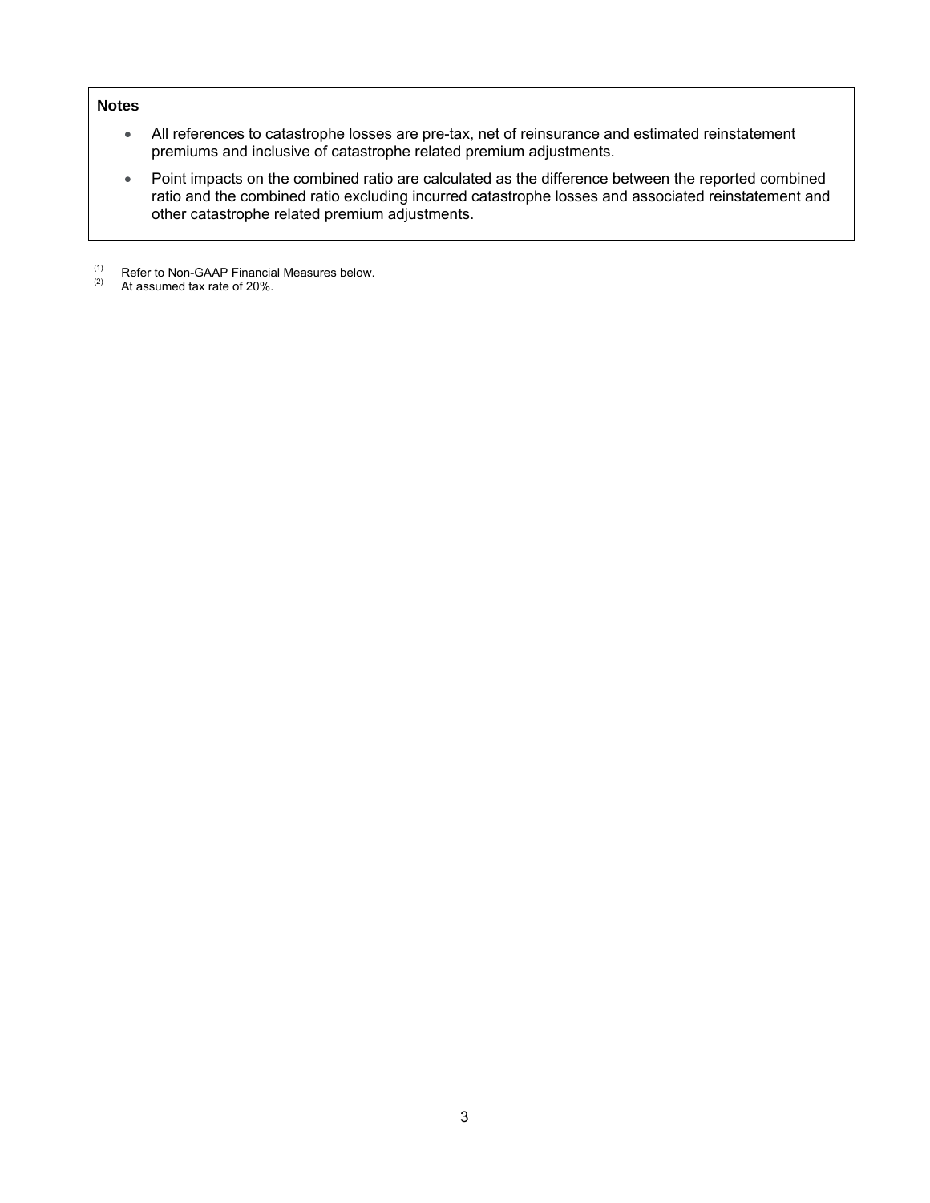**Notes**

- All references to catastrophe losses are pre-tax, net of reinsurance and estimated reinstatement premiums and inclusive of catastrophe related premium adjustments.
- Point impacts on the combined ratio are calculated as the difference between the reported combined ratio and the combined ratio excluding incurred catastrophe losses and associated reinstatement and other catastrophe related premium adjustments.

(1) Refer to Non-GAAP Financial Measures below.
(2) At assumed tax rate of 20%.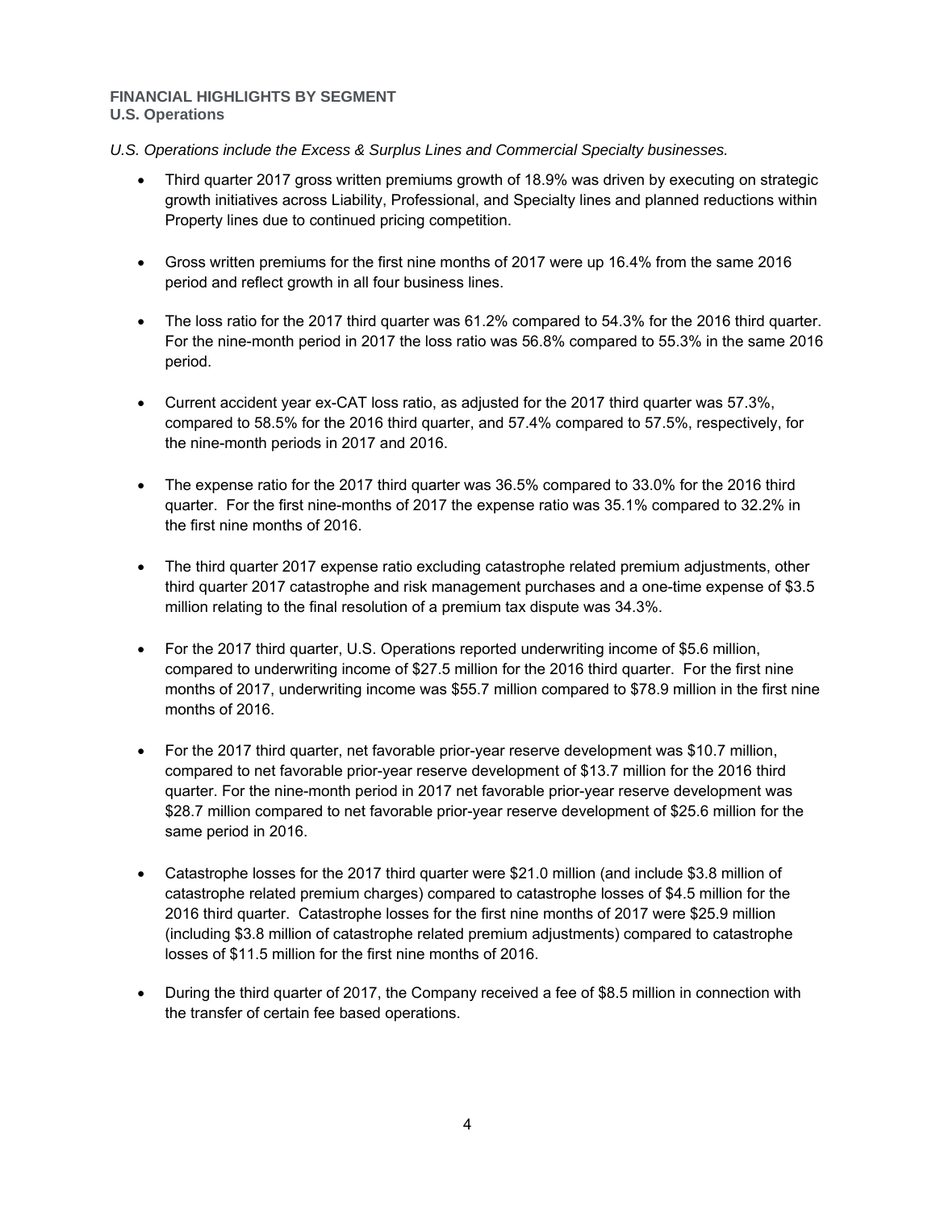## FINANCIAL HIGHLIGHTS BY SEGMENT

### U.S. Operations

*U.S. Operations include the Excess & Surplus Lines and Commercial Specialty businesses.*

- Third quarter 2017 gross written premiums growth of 18.9% was driven by executing on strategic growth initiatives across Liability, Professional, and Specialty lines and planned reductions within Property lines due to continued pricing competition.

- Gross written premiums for the first nine months of 2017 were up 16.4% from the same 2016 period and reflect growth in all four business lines.

- The loss ratio for the 2017 third quarter was 61.2% compared to 54.3% for the 2016 third quarter. For the nine-month period in 2017 the loss ratio was 56.8% compared to 55.3% in the same 2016 period.

- Current accident year ex-CAT loss ratio, as adjusted for the 2017 third quarter was 57.3%, compared to 58.5% for the 2016 third quarter, and 57.4% compared to 57.5%, respectively, for the nine-month periods in 2017 and 2016.

- The expense ratio for the 2017 third quarter was 36.5% compared to 33.0% for the 2016 third quarter. For the first nine-months of 2017 the expense ratio was 35.1% compared to 32.2% in the first nine months of 2016.

- The third quarter 2017 expense ratio excluding catastrophe related premium adjustments, other third quarter 2017 catastrophe and risk management purchases and a one-time expense of $3.5 million relating to the final resolution of a premium tax dispute was 34.3%.

- For the 2017 third quarter, U.S. Operations reported underwriting income of $5.6 million, compared to underwriting income of $27.5 million for the 2016 third quarter. For the first nine months of 2017, underwriting income was $55.7 million compared to $78.9 million in the first nine months of 2016.

- For the 2017 third quarter, net favorable prior-year reserve development was $10.7 million, compared to net favorable prior-year reserve development of $13.7 million for the 2016 third quarter. For the nine-month period in 2017 net favorable prior-year reserve development was $28.7 million compared to net favorable prior-year reserve development of $25.6 million for the same period in 2016.

- Catastrophe losses for the 2017 third quarter were $21.0 million (and include $3.8 million of catastrophe related premium charges) compared to catastrophe losses of $4.5 million for the 2016 third quarter. Catastrophe losses for the first nine months of 2017 were $25.9 million (including $3.8 million of catastrophe related premium adjustments) compared to catastrophe losses of $11.5 million for the first nine months of 2016.

- During the third quarter of 2017, the Company received a fee of $8.5 million in connection with the transfer of certain fee based operations.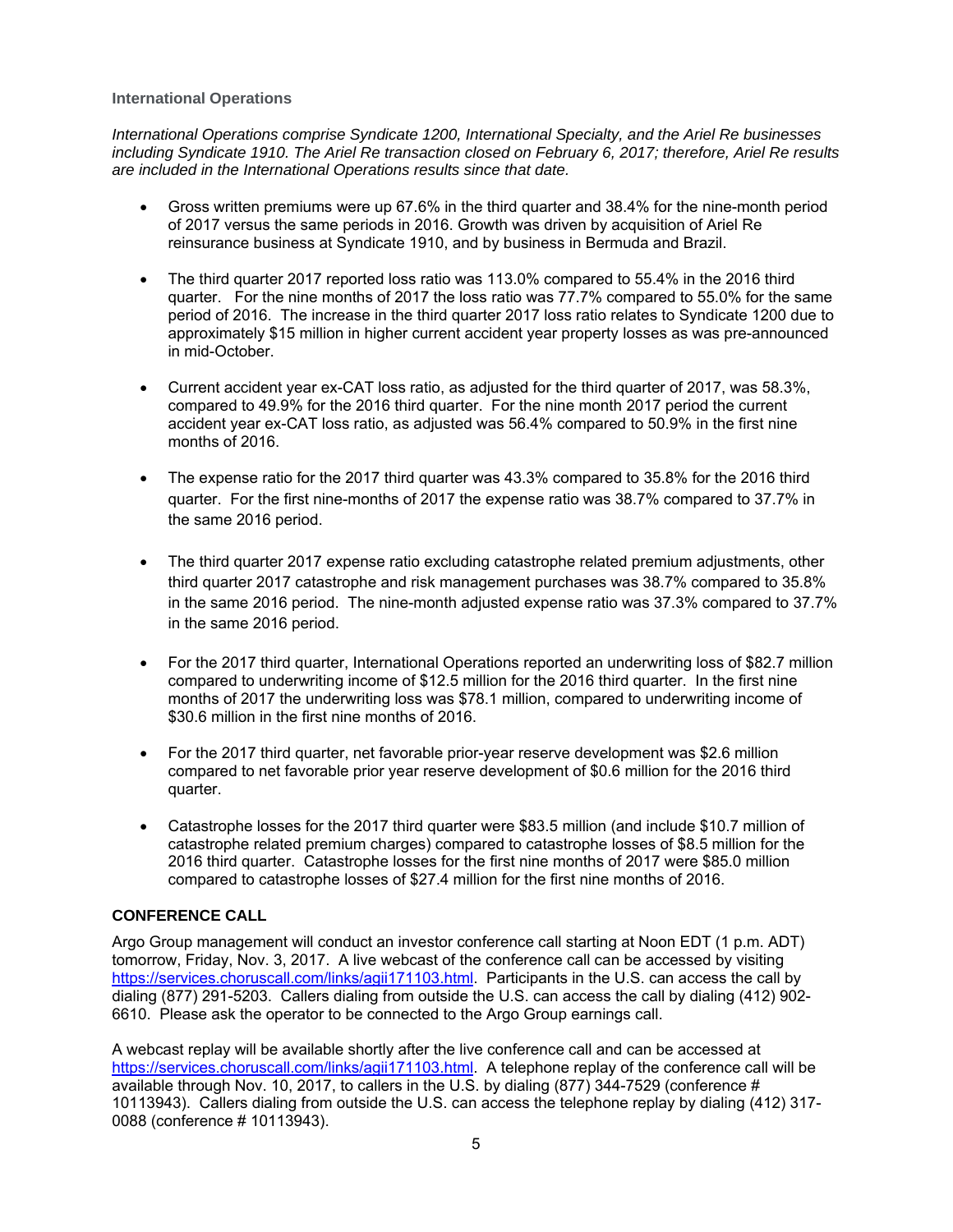### International Operations

*International Operations comprise Syndicate 1200, International Specialty, and the Ariel Re businesses including Syndicate 1910. The Ariel Re transaction closed on February 6, 2017; therefore, Ariel Re results are included in the International Operations results since that date.*

- Gross written premiums were up 67.6% in the third quarter and 38.4% for the nine-month period of 2017 versus the same periods in 2016. Growth was driven by acquisition of Ariel Re reinsurance business at Syndicate 1910, and by business in Bermuda and Brazil.
- The third quarter 2017 reported loss ratio was 113.0% compared to 55.4% in the 2016 third quarter. For the nine months of 2017 the loss ratio was 77.7% compared to 55.0% for the same period of 2016. The increase in the third quarter 2017 loss ratio relates to Syndicate 1200 due to approximately $15 million in higher current accident year property losses as was pre-announced in mid-October.
- Current accident year ex-CAT loss ratio, as adjusted for the third quarter of 2017, was 58.3%, compared to 49.9% for the 2016 third quarter. For the nine month 2017 period the current accident year ex-CAT loss ratio, as adjusted was 56.4% compared to 50.9% in the first nine months of 2016.
- The expense ratio for the 2017 third quarter was 43.3% compared to 35.8% for the 2016 third quarter. For the first nine-months of 2017 the expense ratio was 38.7% compared to 37.7% in the same 2016 period.
- The third quarter 2017 expense ratio excluding catastrophe related premium adjustments, other third quarter 2017 catastrophe and risk management purchases was 38.7% compared to 35.8% in the same 2016 period. The nine-month adjusted expense ratio was 37.3% compared to 37.7% in the same 2016 period.
- For the 2017 third quarter, International Operations reported an underwriting loss of $82.7 million compared to underwriting income of $12.5 million for the 2016 third quarter. In the first nine months of 2017 the underwriting loss was $78.1 million, compared to underwriting income of $30.6 million in the first nine months of 2016.
- For the 2017 third quarter, net favorable prior-year reserve development was $2.6 million compared to net favorable prior year reserve development of $0.6 million for the 2016 third quarter.
- Catastrophe losses for the 2017 third quarter were $83.5 million (and include $10.7 million of catastrophe related premium charges) compared to catastrophe losses of $8.5 million for the 2016 third quarter. Catastrophe losses for the first nine months of 2017 were $85.0 million compared to catastrophe losses of $27.4 million for the first nine months of 2016.

## CONFERENCE CALL

Argo Group management will conduct an investor conference call starting at Noon EDT (1 p.m. ADT) tomorrow, Friday, Nov. 3, 2017. A live webcast of the conference call can be accessed by visiting https://services.choruscall.com/links/agii171103.html. Participants in the U.S. can access the call by dialing (877) 291-5203. Callers dialing from outside the U.S. can access the call by dialing (412) 902-6610. Please ask the operator to be connected to the Argo Group earnings call.

A webcast replay will be available shortly after the live conference call and can be accessed at https://services.choruscall.com/links/agii171103.html. A telephone replay of the conference call will be available through Nov. 10, 2017, to callers in the U.S. by dialing (877) 344-7529 (conference # 10113943). Callers dialing from outside the U.S. can access the telephone replay by dialing (412) 317-0088 (conference # 10113943).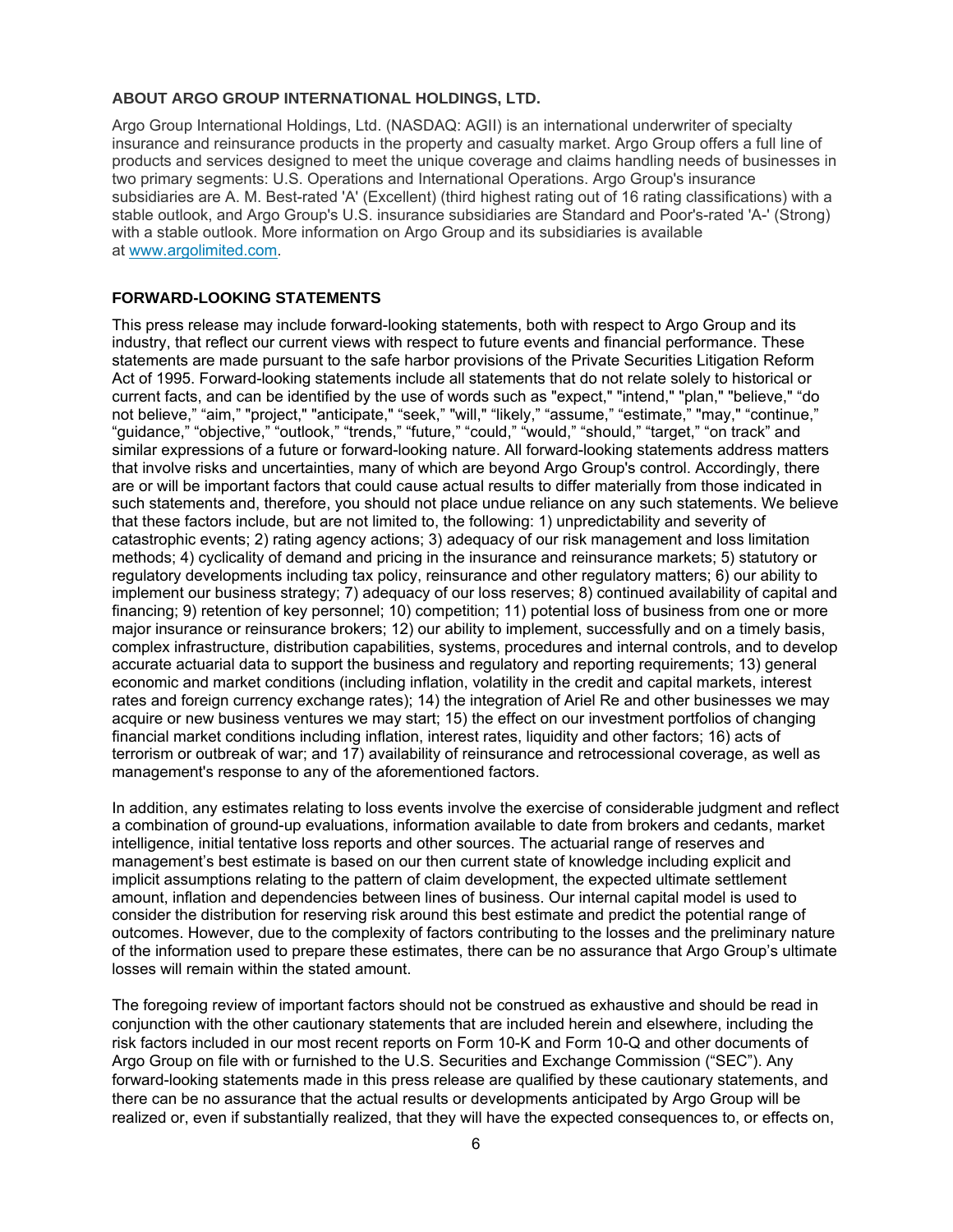**ABOUT ARGO GROUP INTERNATIONAL HOLDINGS, LTD.**

Argo Group International Holdings, Ltd. (NASDAQ: AGII) is an international underwriter of specialty insurance and reinsurance products in the property and casualty market. Argo Group offers a full line of products and services designed to meet the unique coverage and claims handling needs of businesses in two primary segments: U.S. Operations and International Operations. Argo Group's insurance subsidiaries are A. M. Best-rated 'A' (Excellent) (third highest rating out of 16 rating classifications) with a stable outlook, and Argo Group's U.S. insurance subsidiaries are Standard and Poor's-rated 'A-' (Strong) with a stable outlook. More information on Argo Group and its subsidiaries is available at www.argolimited.com.

**FORWARD-LOOKING STATEMENTS**

This press release may include forward-looking statements, both with respect to Argo Group and its industry, that reflect our current views with respect to future events and financial performance. These statements are made pursuant to the safe harbor provisions of the Private Securities Litigation Reform Act of 1995. Forward-looking statements include all statements that do not relate solely to historical or current facts, and can be identified by the use of words such as "expect," "intend," "plan," "believe," "do not believe," "aim," "project," "anticipate," "seek," "will," "likely," "assume," "estimate," "may," "continue," "guidance," "objective," "outlook," "trends," "future," "could," "would," "should," "target," "on track" and similar expressions of a future or forward-looking nature. All forward-looking statements address matters that involve risks and uncertainties, many of which are beyond Argo Group's control. Accordingly, there are or will be important factors that could cause actual results to differ materially from those indicated in such statements and, therefore, you should not place undue reliance on any such statements. We believe that these factors include, but are not limited to, the following: 1) unpredictability and severity of catastrophic events; 2) rating agency actions; 3) adequacy of our risk management and loss limitation methods; 4) cyclicality of demand and pricing in the insurance and reinsurance markets; 5) statutory or regulatory developments including tax policy, reinsurance and other regulatory matters; 6) our ability to implement our business strategy; 7) adequacy of our loss reserves; 8) continued availability of capital and financing; 9) retention of key personnel; 10) competition; 11) potential loss of business from one or more major insurance or reinsurance brokers; 12) our ability to implement, successfully and on a timely basis, complex infrastructure, distribution capabilities, systems, procedures and internal controls, and to develop accurate actuarial data to support the business and regulatory and reporting requirements; 13) general economic and market conditions (including inflation, volatility in the credit and capital markets, interest rates and foreign currency exchange rates); 14) the integration of Ariel Re and other businesses we may acquire or new business ventures we may start; 15) the effect on our investment portfolios of changing financial market conditions including inflation, interest rates, liquidity and other factors; 16) acts of terrorism or outbreak of war; and 17) availability of reinsurance and retrocessional coverage, as well as management's response to any of the aforementioned factors.

In addition, any estimates relating to loss events involve the exercise of considerable judgment and reflect a combination of ground-up evaluations, information available to date from brokers and cedants, market intelligence, initial tentative loss reports and other sources. The actuarial range of reserves and management's best estimate is based on our then current state of knowledge including explicit and implicit assumptions relating to the pattern of claim development, the expected ultimate settlement amount, inflation and dependencies between lines of business. Our internal capital model is used to consider the distribution for reserving risk around this best estimate and predict the potential range of outcomes. However, due to the complexity of factors contributing to the losses and the preliminary nature of the information used to prepare these estimates, there can be no assurance that Argo Group's ultimate losses will remain within the stated amount.

The foregoing review of important factors should not be construed as exhaustive and should be read in conjunction with the other cautionary statements that are included herein and elsewhere, including the risk factors included in our most recent reports on Form 10-K and Form 10-Q and other documents of Argo Group on file with or furnished to the U.S. Securities and Exchange Commission ("SEC"). Any forward-looking statements made in this press release are qualified by these cautionary statements, and there can be no assurance that the actual results or developments anticipated by Argo Group will be realized or, even if substantially realized, that they will have the expected consequences to, or effects on,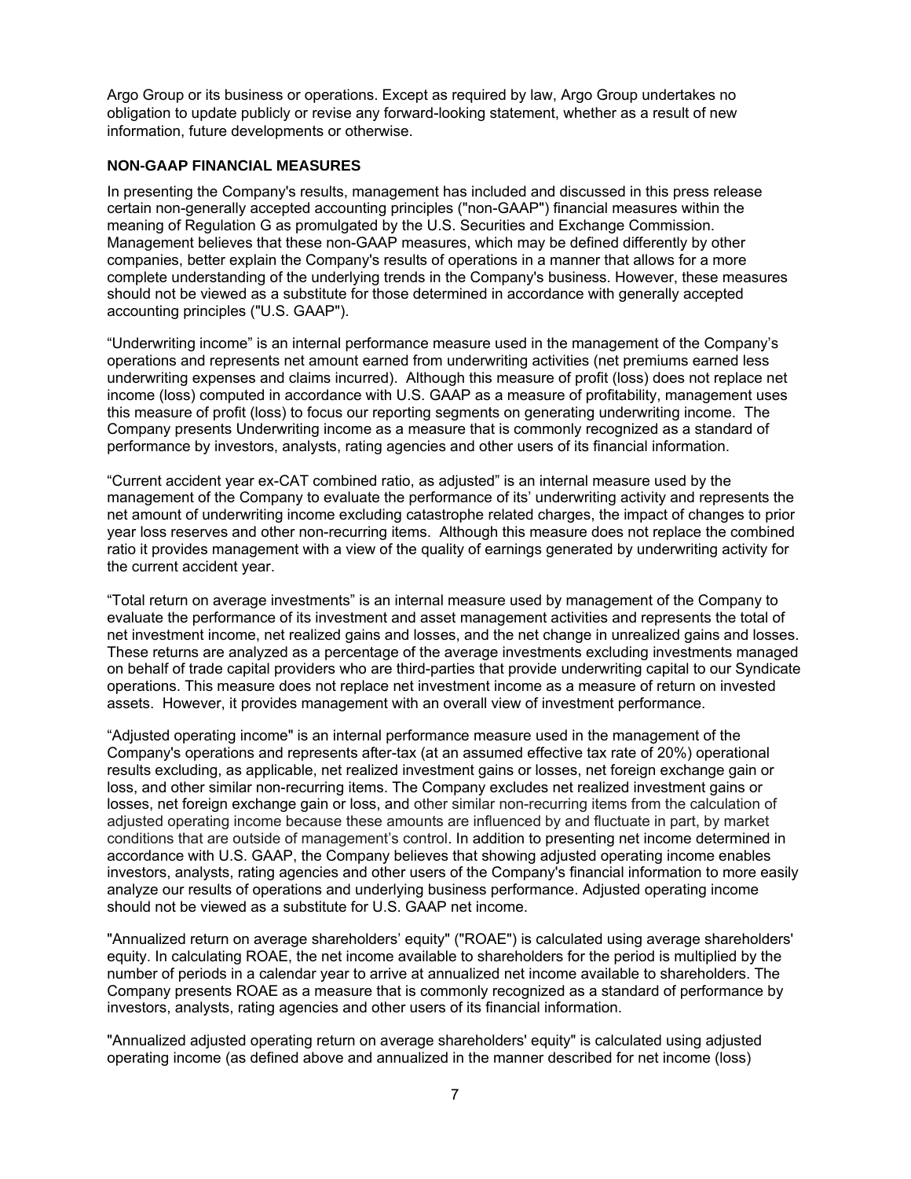Argo Group or its business or operations. Except as required by law, Argo Group undertakes no obligation to update publicly or revise any forward-looking statement, whether as a result of new information, future developments or otherwise.

**NON-GAAP FINANCIAL MEASURES**

In presenting the Company's results, management has included and discussed in this press release certain non-generally accepted accounting principles ("non-GAAP") financial measures within the meaning of Regulation G as promulgated by the U.S. Securities and Exchange Commission. Management believes that these non-GAAP measures, which may be defined differently by other companies, better explain the Company's results of operations in a manner that allows for a more complete understanding of the underlying trends in the Company's business. However, these measures should not be viewed as a substitute for those determined in accordance with generally accepted accounting principles ("U.S. GAAP").

"Underwriting income" is an internal performance measure used in the management of the Company's operations and represents net amount earned from underwriting activities (net premiums earned less underwriting expenses and claims incurred). Although this measure of profit (loss) does not replace net income (loss) computed in accordance with U.S. GAAP as a measure of profitability, management uses this measure of profit (loss) to focus our reporting segments on generating underwriting income. The Company presents Underwriting income as a measure that is commonly recognized as a standard of performance by investors, analysts, rating agencies and other users of its financial information.

"Current accident year ex-CAT combined ratio, as adjusted" is an internal measure used by the management of the Company to evaluate the performance of its' underwriting activity and represents the net amount of underwriting income excluding catastrophe related charges, the impact of changes to prior year loss reserves and other non-recurring items. Although this measure does not replace the combined ratio it provides management with a view of the quality of earnings generated by underwriting activity for the current accident year.

"Total return on average investments" is an internal measure used by management of the Company to evaluate the performance of its investment and asset management activities and represents the total of net investment income, net realized gains and losses, and the net change in unrealized gains and losses. These returns are analyzed as a percentage of the average investments excluding investments managed on behalf of trade capital providers who are third-parties that provide underwriting capital to our Syndicate operations. This measure does not replace net investment income as a measure of return on invested assets. However, it provides management with an overall view of investment performance.

"Adjusted operating income" is an internal performance measure used in the management of the Company's operations and represents after-tax (at an assumed effective tax rate of 20%) operational results excluding, as applicable, net realized investment gains or losses, net foreign exchange gain or loss, and other similar non-recurring items. The Company excludes net realized investment gains or losses, net foreign exchange gain or loss, and other similar non-recurring items from the calculation of adjusted operating income because these amounts are influenced by and fluctuate in part, by market conditions that are outside of management's control. In addition to presenting net income determined in accordance with U.S. GAAP, the Company believes that showing adjusted operating income enables investors, analysts, rating agencies and other users of the Company's financial information to more easily analyze our results of operations and underlying business performance. Adjusted operating income should not be viewed as a substitute for U.S. GAAP net income.

"Annualized return on average shareholders' equity" ("ROAE") is calculated using average shareholders' equity. In calculating ROAE, the net income available to shareholders for the period is multiplied by the number of periods in a calendar year to arrive at annualized net income available to shareholders. The Company presents ROAE as a measure that is commonly recognized as a standard of performance by investors, analysts, rating agencies and other users of its financial information.

"Annualized adjusted operating return on average shareholders' equity" is calculated using adjusted operating income (as defined above and annualized in the manner described for net income (loss)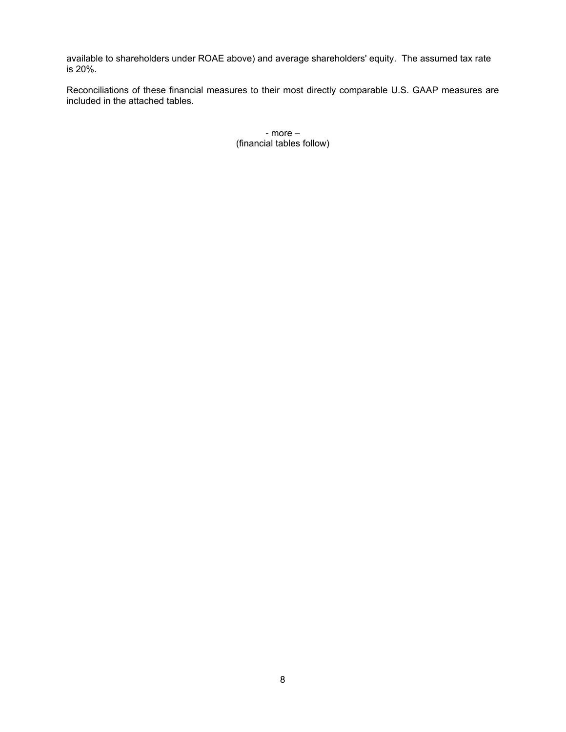available to shareholders under ROAE above) and average shareholders' equity. The assumed tax rate is 20%.

Reconciliations of these financial measures to their most directly comparable U.S. GAAP measures are included in the attached tables.

- more –
(financial tables follow)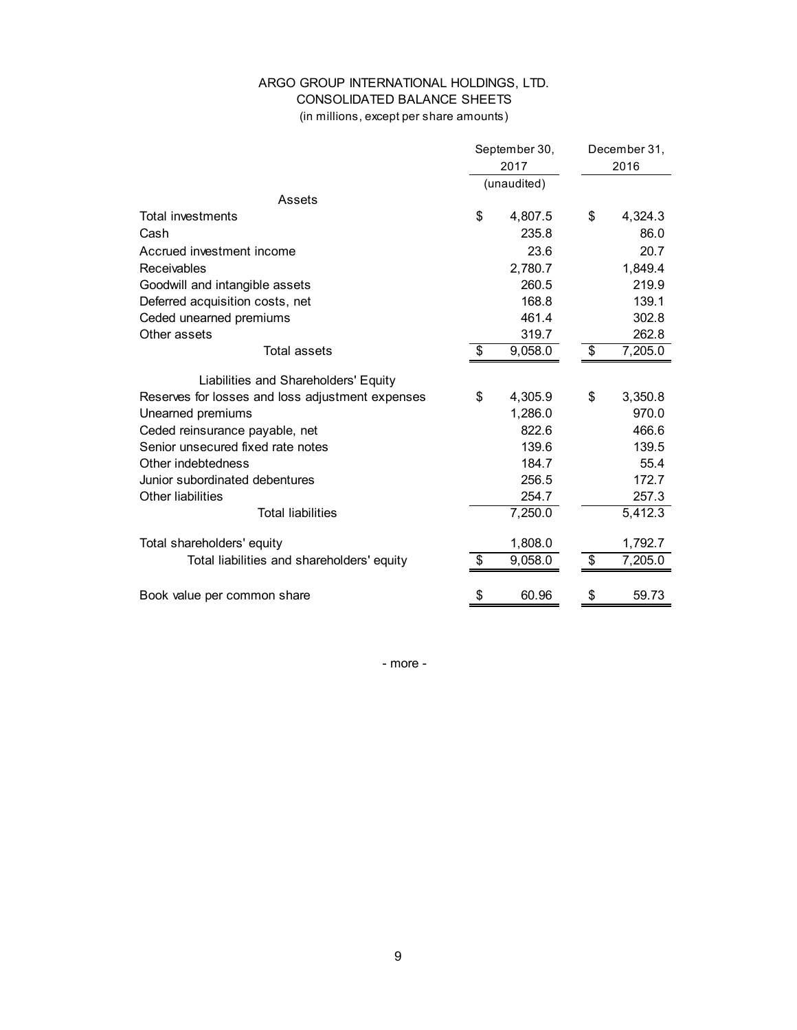ARGO GROUP INTERNATIONAL HOLDINGS, LTD.
CONSOLIDATED BALANCE SHEETS
(in millions, except per share amounts)

| | September 30, 2017 (unaudited) | December 31, 2016 |
|---|---|---|
| **Assets** | | |
| Total investments | $ 4,807.5 | $ 4,324.3 |
| Cash | 235.8 | 86.0 |
| Accrued investment income | 23.6 | 20.7 |
| Receivables | 2,780.7 | 1,849.4 |
| Goodwill and intangible assets | 260.5 | 219.9 |
| Deferred acquisition costs, net | 168.8 | 139.1 |
| Ceded unearned premiums | 461.4 | 302.8 |
| Other assets | 319.7 | 262.8 |
| Total assets | $ 9,058.0 | $ 7,205.0 |
| **Liabilities and Shareholders' Equity** | | |
| Reserves for losses and loss adjustment expenses | $ 4,305.9 | $ 3,350.8 |
| Unearned premiums | 1,286.0 | 970.0 |
| Ceded reinsurance payable, net | 822.6 | 466.6 |
| Senior unsecured fixed rate notes | 139.6 | 139.5 |
| Other indebtedness | 184.7 | 55.4 |
| Junior subordinated debentures | 256.5 | 172.7 |
| Other liabilities | 254.7 | 257.3 |
| Total liabilities | 7,250.0 | 5,412.3 |
| Total shareholders' equity | 1,808.0 | 1,792.7 |
| Total liabilities and shareholders' equity | $ 9,058.0 | $ 7,205.0 |
| Book value per common share | $ 60.96 | $ 59.73 |

- more -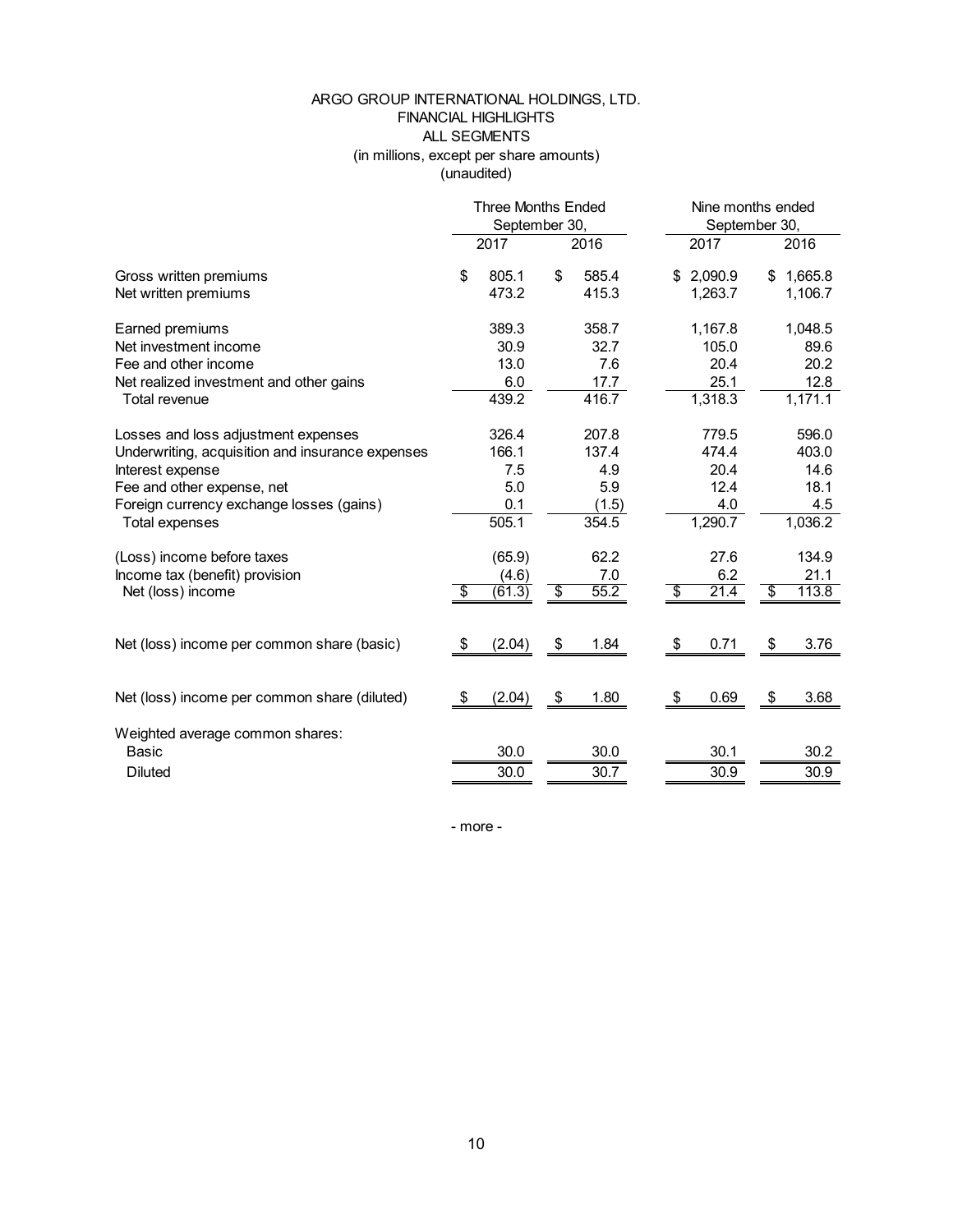# ARGO GROUP INTERNATIONAL HOLDINGS, LTD.
## FINANCIAL HIGHLIGHTS
## ALL SEGMENTS
(in millions, except per share amounts)
(unaudited)

| | Three Months Ended September 30, | | Nine months ended September 30, | |
|---|---|---|---|---|
| | 2017 | 2016 | 2017 | 2016 |
| Gross written premiums | $ 805.1 | $ 585.4 | $ 2,090.9 | $ 1,665.8 |
| Net written premiums | 473.2 | 415.3 | 1,263.7 | 1,106.7 |
| Earned premiums | 389.3 | 358.7 | 1,167.8 | 1,048.5 |
| Net investment income | 30.9 | 32.7 | 105.0 | 89.6 |
| Fee and other income | 13.0 | 7.6 | 20.4 | 20.2 |
| Net realized investment and other gains | 6.0 | 17.7 | 25.1 | 12.8 |
| Total revenue | 439.2 | 416.7 | 1,318.3 | 1,171.1 |
| Losses and loss adjustment expenses | 326.4 | 207.8 | 779.5 | 596.0 |
| Underwriting, acquisition and insurance expenses | 166.1 | 137.4 | 474.4 | 403.0 |
| Interest expense | 7.5 | 4.9 | 20.4 | 14.6 |
| Fee and other expense, net | 5.0 | 5.9 | 12.4 | 18.1 |
| Foreign currency exchange losses (gains) | 0.1 | (1.5) | 4.0 | 4.5 |
| Total expenses | 505.1 | 354.5 | 1,290.7 | 1,036.2 |
| (Loss) income before taxes | (65.9) | 62.2 | 27.6 | 134.9 |
| Income tax (benefit) provision | (4.6) | 7.0 | 6.2 | 21.1 |
| Net (loss) income | $ (61.3) | $ 55.2 | $ 21.4 | $ 113.8 |
| Net (loss) income per common share (basic) | $ (2.04) | $ 1.84 | $ 0.71 | $ 3.76 |
| Net (loss) income per common share (diluted) | $ (2.04) | $ 1.80 | $ 0.69 | $ 3.68 |
| Weighted average common shares: | | | | |
| Basic | 30.0 | 30.0 | 30.1 | 30.2 |
| Diluted | 30.0 | 30.7 | 30.9 | 30.9 |

- more -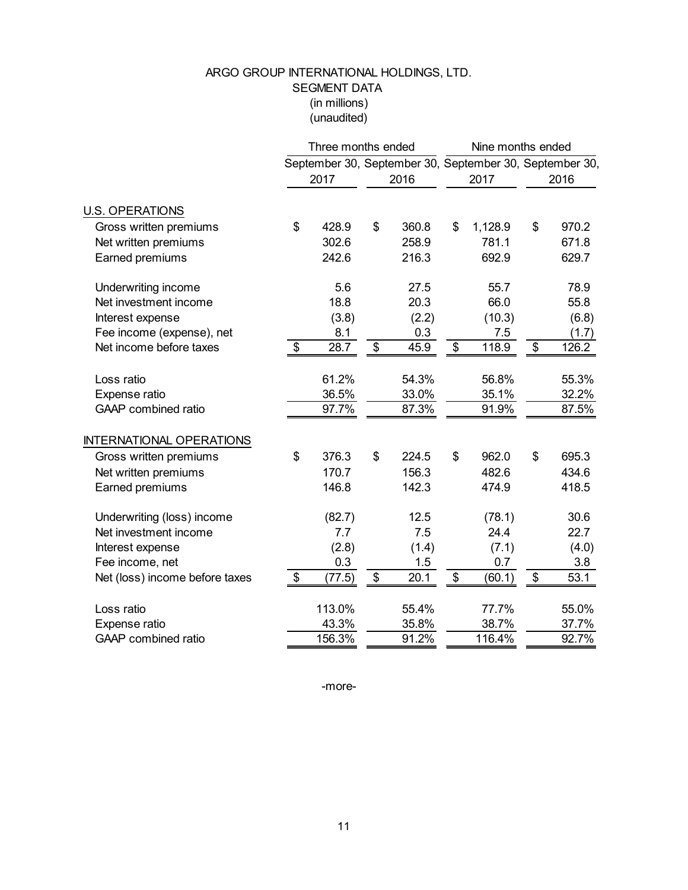# ARGO GROUP INTERNATIONAL HOLDINGS, LTD.

## SEGMENT DATA

(in millions)

(unaudited)

| | Three months ended | | Nine months ended | |
|---|---|---|---|---|
| | September 30, 2017 | September 30, 2016 | September 30, 2017 | September 30, 2016 |
| **U.S. OPERATIONS** | | | | |
| Gross written premiums | $ 428.9 | $ 360.8 | $ 1,128.9 | $ 970.2 |
| Net written premiums | 302.6 | 258.9 | 781.1 | 671.8 |
| Earned premiums | 242.6 | 216.3 | 692.9 | 629.7 |
| | | | | |
| Underwriting income | 5.6 | 27.5 | 55.7 | 78.9 |
| Net investment income | 18.8 | 20.3 | 66.0 | 55.8 |
| Interest expense | (3.8) | (2.2) | (10.3) | (6.8) |
| Fee income (expense), net | 8.1 | 0.3 | 7.5 | (1.7) |
| Net income before taxes | $ 28.7 | $ 45.9 | $ 118.9 | $ 126.2 |
| | | | | |
| Loss ratio | 61.2% | 54.3% | 56.8% | 55.3% |
| Expense ratio | 36.5% | 33.0% | 35.1% | 32.2% |
| GAAP combined ratio | 97.7% | 87.3% | 91.9% | 87.5% |
| **INTERNATIONAL OPERATIONS** | | | | |
| Gross written premiums | $ 376.3 | $ 224.5 | $ 962.0 | $ 695.3 |
| Net written premiums | 170.7 | 156.3 | 482.6 | 434.6 |
| Earned premiums | 146.8 | 142.3 | 474.9 | 418.5 |
| | | | | |
| Underwriting (loss) income | (82.7) | 12.5 | (78.1) | 30.6 |
| Net investment income | 7.7 | 7.5 | 24.4 | 22.7 |
| Interest expense | (2.8) | (1.4) | (7.1) | (4.0) |
| Fee income, net | 0.3 | 1.5 | 0.7 | 3.8 |
| Net (loss) income before taxes | $ (77.5) | $ 20.1 | $ (60.1) | $ 53.1 |
| | | | | |
| Loss ratio | 113.0% | 55.4% | 77.7% | 55.0% |
| Expense ratio | 43.3% | 35.8% | 38.7% | 37.7% |
| GAAP combined ratio | 156.3% | 91.2% | 116.4% | 92.7% |

-more-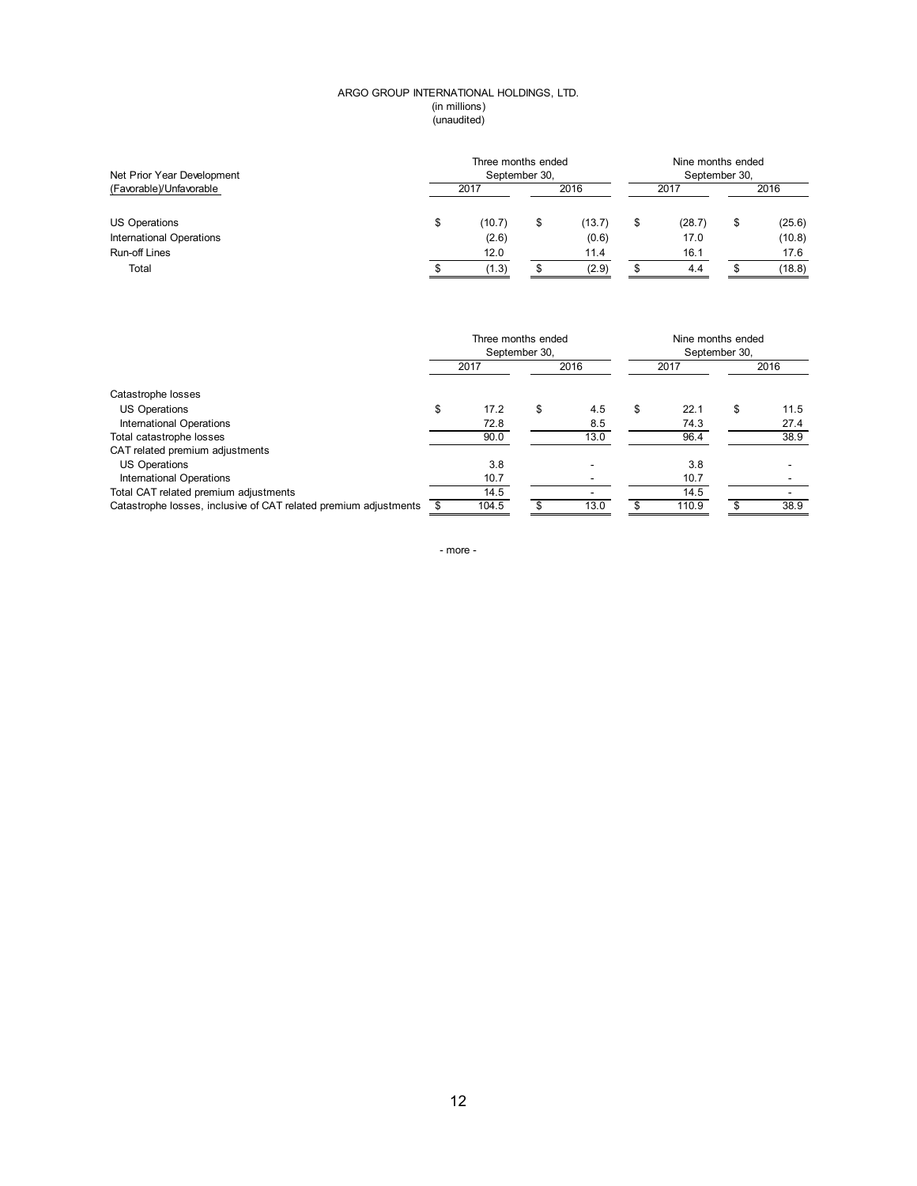ARGO GROUP INTERNATIONAL HOLDINGS, LTD.
(in millions)
(unaudited)

| Net Prior Year Development (Favorable)/Unfavorable | Three months ended September 30, | | Nine months ended September 30, | |
|---|---|---|---|---|
| | 2017 | 2016 | 2017 | 2016 |
| US Operations | $ (10.7) | $ (13.7) | $ (28.7) | $ (25.6) |
| International Operations | (2.6) | (0.6) | 17.0 | (10.8) |
| Run-off Lines | 12.0 | 11.4 | 16.1 | 17.6 |
| Total | $ (1.3) | $ (2.9) | $ 4.4 | $ (18.8) |

| | Three months ended September 30, | | Nine months ended September 30, | |
|---|---|---|---|---|
| | 2017 | 2016 | 2017 | 2016 |
| Catastrophe losses | | | | |
| US Operations | $ 17.2 | $ 4.5 | $ 22.1 | $ 11.5 |
| International Operations | 72.8 | 8.5 | 74.3 | 27.4 |
| Total catastrophe losses | 90.0 | 13.0 | 96.4 | 38.9 |
| CAT related premium adjustments | | | | |
| US Operations | 3.8 | - | 3.8 | - |
| International Operations | 10.7 | - | 10.7 | - |
| Total CAT related premium adjustments | 14.5 | - | 14.5 | - |
| Catastrophe losses, inclusive of CAT related premium adjustments | $ 104.5 | $ 13.0 | $ 110.9 | $ 38.9 |

- more -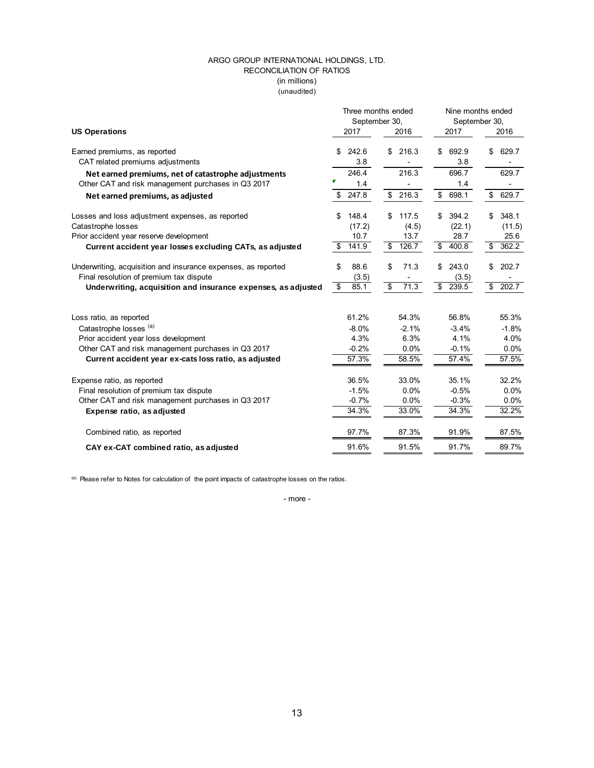ARGO GROUP INTERNATIONAL HOLDINGS, LTD.
RECONCILIATION OF RATIOS
(in millions)
(unaudited)

| US Operations | Three months ended September 30, 2017 | Three months ended September 30, 2016 | Nine months ended September 30, 2017 | Nine months ended September 30, 2016 |
|---|---|---|---|---|
| Earned premiums, as reported | $ 242.6 | $ 216.3 | $ 692.9 | $ 629.7 |
| CAT related premiums adjustments | 3.8 | - | 3.8 | - |
| **Net earned premiums, net of catastrophe adjustments** | 246.4 | 216.3 | 696.7 | 629.7 |
| Other CAT and risk management purchases in Q3 2017 | 1.4 | - | 1.4 | - |
| **Net earned premiums, as adjusted** | $ 247.8 | $ 216.3 | $ 698.1 | $ 629.7 |
| | | | | |
| Losses and loss adjustment expenses, as reported | $ 148.4 | $ 117.5 | $ 394.2 | $ 348.1 |
| Catastrophe losses | (17.2) | (4.5) | (22.1) | (11.5) |
| Prior accident year reserve development | 10.7 | 13.7 | 28.7 | 25.6 |
| **Current accident year losses excluding CATs, as adjusted** | $ 141.9 | $ 126.7 | $ 400.8 | $ 362.2 |
| | | | | |
| Underwriting, acquisition and insurance expenses, as reported | $ 88.6 | $ 71.3 | $ 243.0 | $ 202.7 |
| Final resolution of premium tax dispute | (3.5) | - | (3.5) | - |
| **Underwriting, acquisition and insurance expenses, as adjusted** | $ 85.1 | $ 71.3 | $ 239.5 | $ 202.7 |
| | | | | |
| Loss ratio, as reported | 61.2% | 54.3% | 56.8% | 55.3% |
| Catastrophe losses [(a)] | -8.0% | -2.1% | -3.4% | -1.8% |
| Prior accident year loss development | 4.3% | 6.3% | 4.1% | 4.0% |
| Other CAT and risk management purchases in Q3 2017 | -0.2% | 0.0% | -0.1% | 0.0% |
| **Current accident year ex-cats loss ratio, as adjusted** | 57.3% | 58.5% | 57.4% | 57.5% |
| | | | | |
| Expense ratio, as reported | 36.5% | 33.0% | 35.1% | 32.2% |
| Final resolution of premium tax dispute | -1.5% | 0.0% | -0.5% | 0.0% |
| Other CAT and risk management purchases in Q3 2017 | -0.7% | 0.0% | -0.3% | 0.0% |
| **Expense ratio, as adjusted** | 34.3% | 33.0% | 34.3% | 32.2% |
| | | | | |
| Combined ratio, as reported | 97.7% | 87.3% | 91.9% | 87.5% |
| **CAY ex-CAT combined ratio, as adjusted** | 91.6% | 91.5% | 91.7% | 89.7% |

[(a)] Please refer to Notes for calculation of the point impacts of catastrophe losses on the ratios.

- more -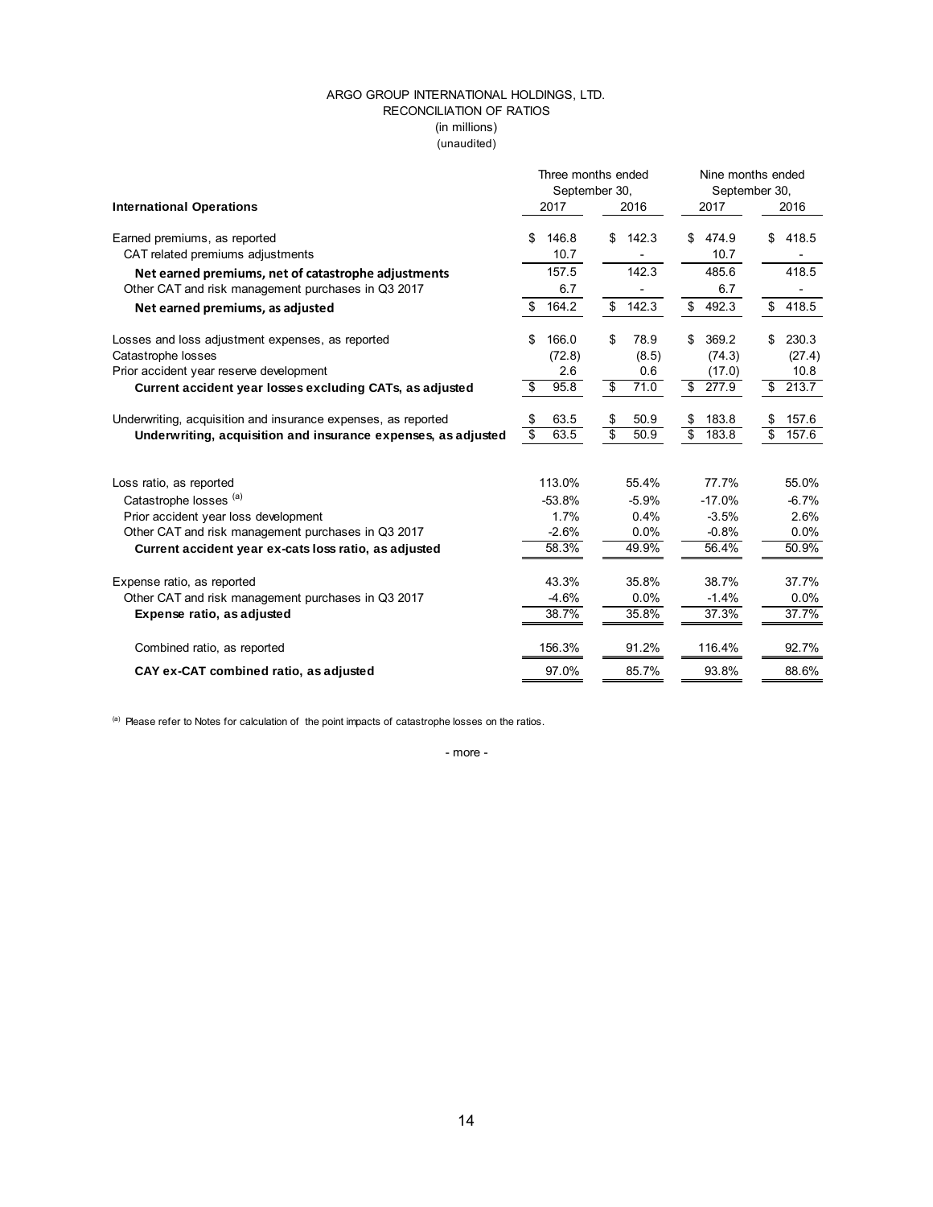ARGO GROUP INTERNATIONAL HOLDINGS, LTD.
RECONCILIATION OF RATIOS
(in millions)
(unaudited)

| International Operations | Three months ended September 30, 2017 | Three months ended September 30, 2016 | Nine months ended September 30, 2017 | Nine months ended September 30, 2016 |
|---|---|---|---|---|
| Earned premiums, as reported | $ 146.8 | $ 142.3 | $ 474.9 | $ 418.5 |
| CAT related premiums adjustments | 10.7 | - | 10.7 | - |
| **Net earned premiums, net of catastrophe adjustments** | 157.5 | 142.3 | 485.6 | 418.5 |
| Other CAT and risk management purchases in Q3 2017 | 6.7 | - | 6.7 | - |
| **Net earned premiums, as adjusted** | $ 164.2 | $ 142.3 | $ 492.3 | $ 418.5 |
| | | | | |
| Losses and loss adjustment expenses, as reported | $ 166.0 | $ 78.9 | $ 369.2 | $ 230.3 |
| Catastrophe losses | (72.8) | (8.5) | (74.3) | (27.4) |
| Prior accident year reserve development | 2.6 | 0.6 | (17.0) | 10.8 |
| **Current accident year losses excluding CATs, as adjusted** | $ 95.8 | $ 71.0 | $ 277.9 | $ 213.7 |
| | | | | |
| Underwriting, acquisition and insurance expenses, as reported | $ 63.5 | $ 50.9 | $ 183.8 | $ 157.6 |
| **Underwriting, acquisition and insurance expenses, as adjusted** | $ 63.5 | $ 50.9 | $ 183.8 | $ 157.6 |
| | | | | |
| Loss ratio, as reported | 113.0% | 55.4% | 77.7% | 55.0% |
| Catastrophe losses [(a)] | -53.8% | -5.9% | -17.0% | -6.7% |
| Prior accident year loss development | 1.7% | 0.4% | -3.5% | 2.6% |
| Other CAT and risk management purchases in Q3 2017 | -2.6% | 0.0% | -0.8% | 0.0% |
| **Current accident year ex-cats loss ratio, as adjusted** | 58.3% | 49.9% | 56.4% | 50.9% |
| | | | | |
| Expense ratio, as reported | 43.3% | 35.8% | 38.7% | 37.7% |
| Other CAT and risk management purchases in Q3 2017 | -4.6% | 0.0% | -1.4% | 0.0% |
| **Expense ratio, as adjusted** | 38.7% | 35.8% | 37.3% | 37.7% |
| | | | | |
| Combined ratio, as reported | 156.3% | 91.2% | 116.4% | 92.7% |
| **CAY ex-CAT combined ratio, as adjusted** | 97.0% | 85.7% | 93.8% | 88.6% |

[(a)] Please refer to Notes for calculation of the point impacts of catastrophe losses on the ratios.

- more -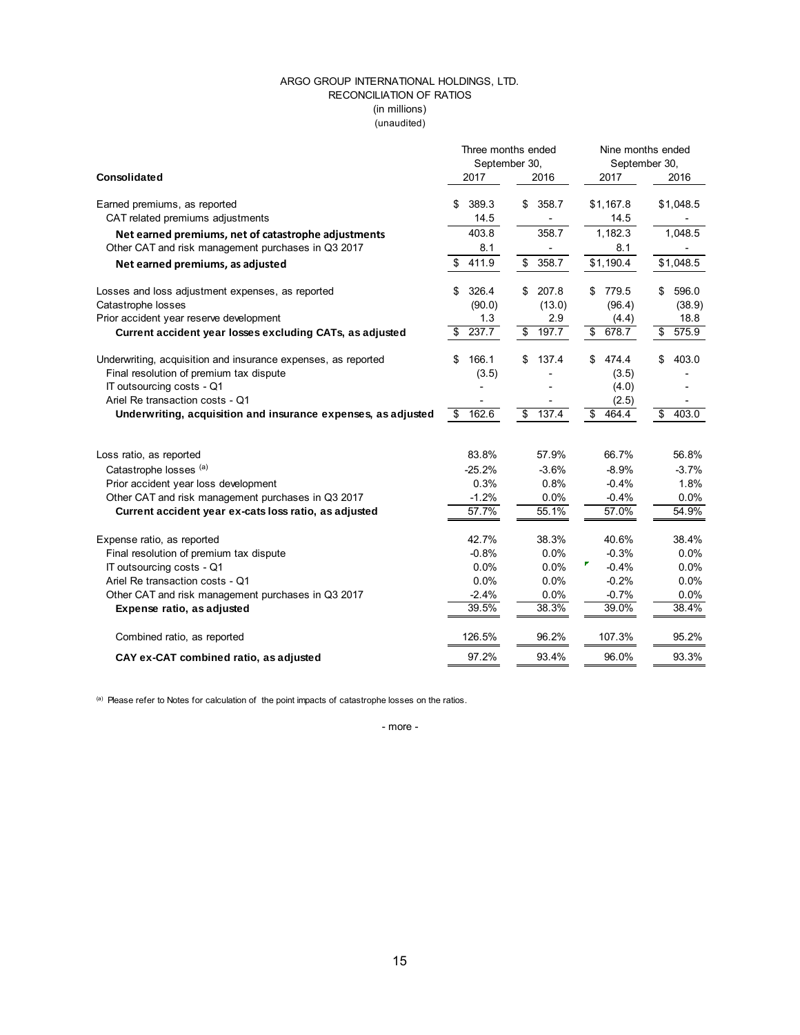ARGO GROUP INTERNATIONAL HOLDINGS, LTD.
RECONCILIATION OF RATIOS
(in millions)
(unaudited)

| Consolidated | Three months ended September 30, 2017 | Three months ended September 30, 2016 | Nine months ended September 30, 2017 | Nine months ended September 30, 2016 |
|---|---|---|---|---|
| Earned premiums, as reported | $ 389.3 | $ 358.7 | $1,167.8 | $1,048.5 |
| CAT related premiums adjustments | 14.5 | - | 14.5 | - |
| **Net earned premiums, net of catastrophe adjustments** | 403.8 | 358.7 | 1,182.3 | 1,048.5 |
| Other CAT and risk management purchases in Q3 2017 | 8.1 | - | 8.1 | - |
| **Net earned premiums, as adjusted** | $ 411.9 | $ 358.7 | $1,190.4 | $1,048.5 |
| | | | | |
| Losses and loss adjustment expenses, as reported | $ 326.4 | $ 207.8 | $ 779.5 | $ 596.0 |
| Catastrophe losses | (90.0) | (13.0) | (96.4) | (38.9) |
| Prior accident year reserve development | 1.3 | 2.9 | (4.4) | 18.8 |
| **Current accident year losses excluding CATs, as adjusted** | $ 237.7 | $ 197.7 | $ 678.7 | $ 575.9 |
| | | | | |
| Underwriting, acquisition and insurance expenses, as reported | $ 166.1 | $ 137.4 | $ 474.4 | $ 403.0 |
| Final resolution of premium tax dispute | (3.5) | - | (3.5) | - |
| IT outsourcing costs - Q1 | - | - | (4.0) | - |
| Ariel Re transaction costs - Q1 | - | - | (2.5) | - |
| **Underwriting, acquisition and insurance expenses, as adjusted** | $ 162.6 | $ 137.4 | $ 464.4 | $ 403.0 |
| | | | | |
| Loss ratio, as reported | 83.8% | 57.9% | 66.7% | 56.8% |
| Catastrophe losses [(a)] | -25.2% | -3.6% | -8.9% | -3.7% |
| Prior accident year loss development | 0.3% | 0.8% | -0.4% | 1.8% |
| Other CAT and risk management purchases in Q3 2017 | -1.2% | 0.0% | -0.4% | 0.0% |
| **Current accident year ex-cats loss ratio, as adjusted** | 57.7% | 55.1% | 57.0% | 54.9% |
| | | | | |
| Expense ratio, as reported | 42.7% | 38.3% | 40.6% | 38.4% |
| Final resolution of premium tax dispute | -0.8% | 0.0% | -0.3% | 0.0% |
| IT outsourcing costs - Q1 | 0.0% | 0.0% | -0.4% | 0.0% |
| Ariel Re transaction costs - Q1 | 0.0% | 0.0% | -0.2% | 0.0% |
| Other CAT and risk management purchases in Q3 2017 | -2.4% | 0.0% | -0.7% | 0.0% |
| **Expense ratio, as adjusted** | 39.5% | 38.3% | 39.0% | 38.4% |
| | | | | |
| Combined ratio, as reported | 126.5% | 96.2% | 107.3% | 95.2% |
| **CAY ex-CAT combined ratio, as adjusted** | 97.2% | 93.4% | 96.0% | 93.3% |

[(a)] Please refer to Notes for calculation of the point impacts of catastrophe losses on the ratios.

- more -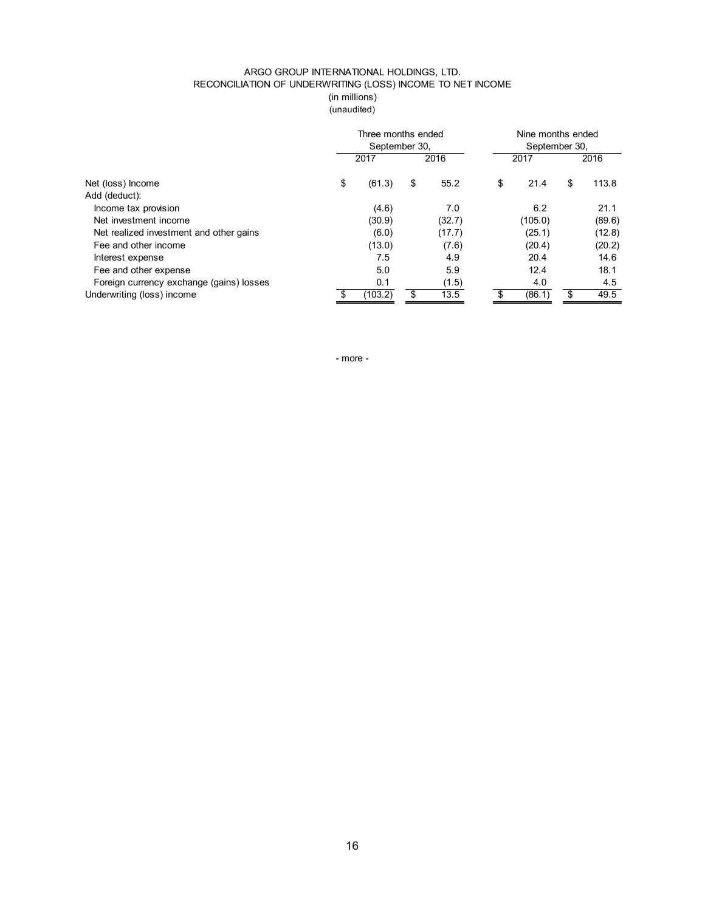ARGO GROUP INTERNATIONAL HOLDINGS, LTD.
RECONCILIATION OF UNDERWRITING (LOSS) INCOME TO NET INCOME
(in millions)
(unaudited)

| | Three months ended September 30, | | Nine months ended September 30, | |
|---|---|---|---|---|
| | 2017 | 2016 | 2017 | 2016 |
| Net (loss) Income | $ (61.3) | $ 55.2 | $ 21.4 | $ 113.8 |
| Add (deduct): | | | | |
| Income tax provision | (4.6) | 7.0 | 6.2 | 21.1 |
| Net investment income | (30.9) | (32.7) | (105.0) | (89.6) |
| Net realized investment and other gains | (6.0) | (17.7) | (25.1) | (12.8) |
| Fee and other income | (13.0) | (7.6) | (20.4) | (20.2) |
| Interest expense | 7.5 | 4.9 | 20.4 | 14.6 |
| Fee and other expense | 5.0 | 5.9 | 12.4 | 18.1 |
| Foreign currency exchange (gains) losses | 0.1 | (1.5) | 4.0 | 4.5 |
| Underwriting (loss) income | $ (103.2) | $ 13.5 | $ (86.1) | $ 49.5 |

- more -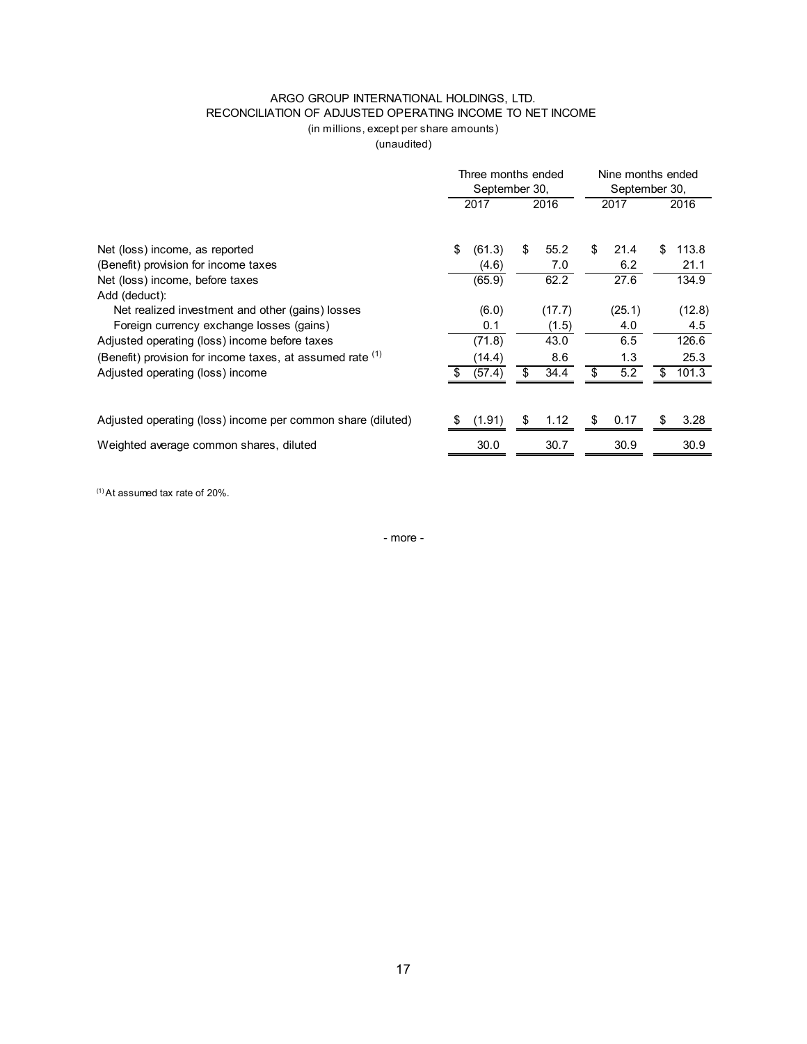ARGO GROUP INTERNATIONAL HOLDINGS, LTD.
RECONCILIATION OF ADJUSTED OPERATING INCOME TO NET INCOME
(in millions, except per share amounts)
(unaudited)

| | Three months ended September 30, | | Nine months ended September 30, | |
|---|---|---|---|---|
| | 2017 | 2016 | 2017 | 2016 |
| Net (loss) income, as reported | $ (61.3) | $ 55.2 | $ 21.4 | $ 113.8 |
| (Benefit) provision for income taxes | (4.6) | 7.0 | 6.2 | 21.1 |
| Net (loss) income, before taxes | (65.9) | 62.2 | 27.6 | 134.9 |
| Add (deduct): | | | | |
| Net realized investment and other (gains) losses | (6.0) | (17.7) | (25.1) | (12.8) |
| Foreign currency exchange losses (gains) | 0.1 | (1.5) | 4.0 | 4.5 |
| Adjusted operating (loss) income before taxes | (71.8) | 43.0 | 6.5 | 126.6 |
| (Benefit) provision for income taxes, at assumed rate [(1)] | (14.4) | 8.6 | 1.3 | 25.3 |
| Adjusted operating (loss) income | $ (57.4) | $ 34.4 | $ 5.2 | $ 101.3 |
| Adjusted operating (loss) income per common share (diluted) | $ (1.91) | $ 1.12 | $ 0.17 | $ 3.28 |
| Weighted average common shares, diluted | 30.0 | 30.7 | 30.9 | 30.9 |

[(1)] At assumed tax rate of 20%.

- more -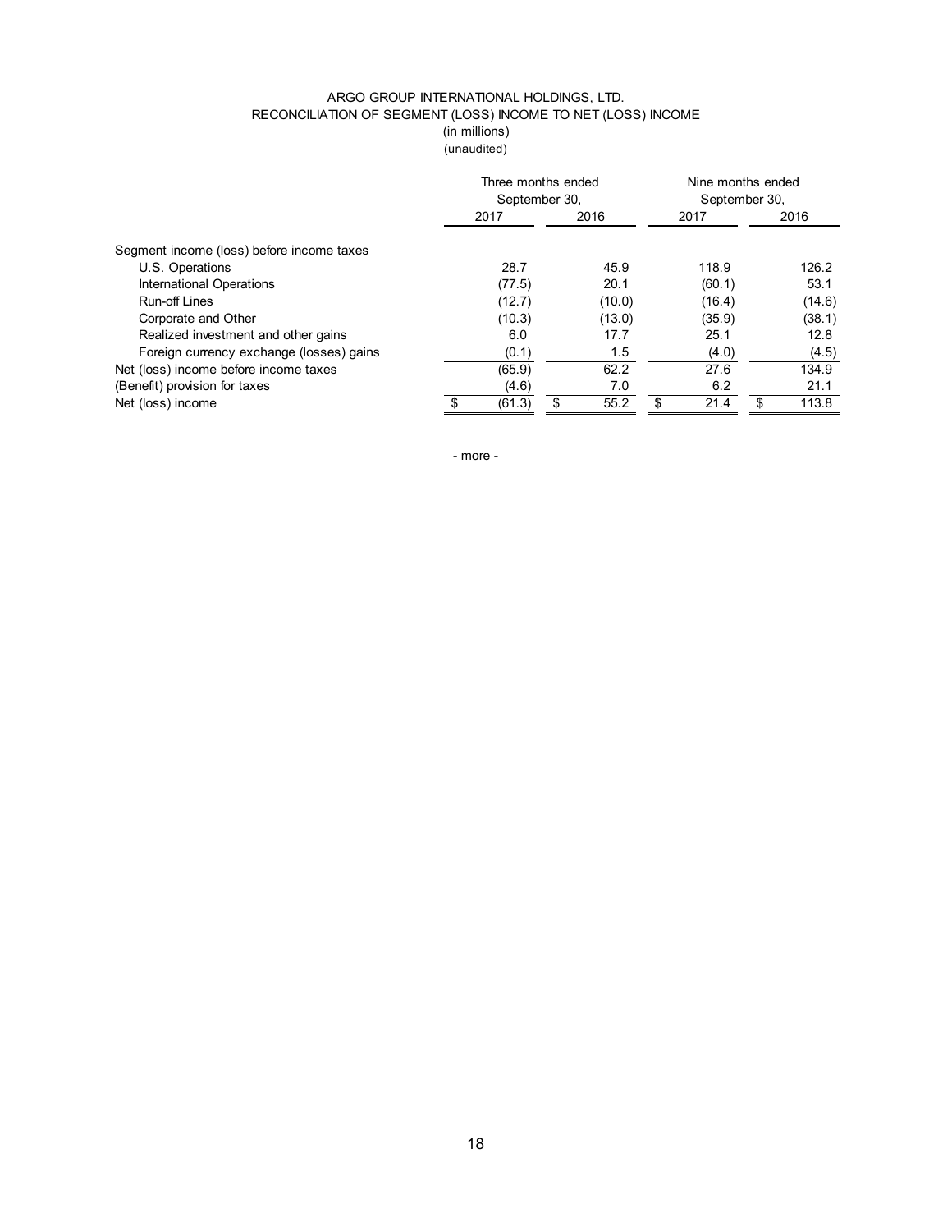ARGO GROUP INTERNATIONAL HOLDINGS, LTD.
RECONCILIATION OF SEGMENT (LOSS) INCOME TO NET (LOSS) INCOME
(in millions)
(unaudited)

| | Three months ended September 30, | | Nine months ended September 30, | |
|---|---|---|---|---|
| | 2017 | 2016 | 2017 | 2016 |
| Segment income (loss) before income taxes | | | | |
| U.S. Operations | 28.7 | 45.9 | 118.9 | 126.2 |
| International Operations | (77.5) | 20.1 | (60.1) | 53.1 |
| Run-off Lines | (12.7) | (10.0) | (16.4) | (14.6) |
| Corporate and Other | (10.3) | (13.0) | (35.9) | (38.1) |
| Realized investment and other gains | 6.0 | 17.7 | 25.1 | 12.8 |
| Foreign currency exchange (losses) gains | (0.1) | 1.5 | (4.0) | (4.5) |
| Net (loss) income before income taxes | (65.9) | 62.2 | 27.6 | 134.9 |
| (Benefit) provision for taxes | (4.6) | 7.0 | 6.2 | 21.1 |
| Net (loss) income | $ (61.3) | $ 55.2 | $ 21.4 | $ 113.8 |

\- more -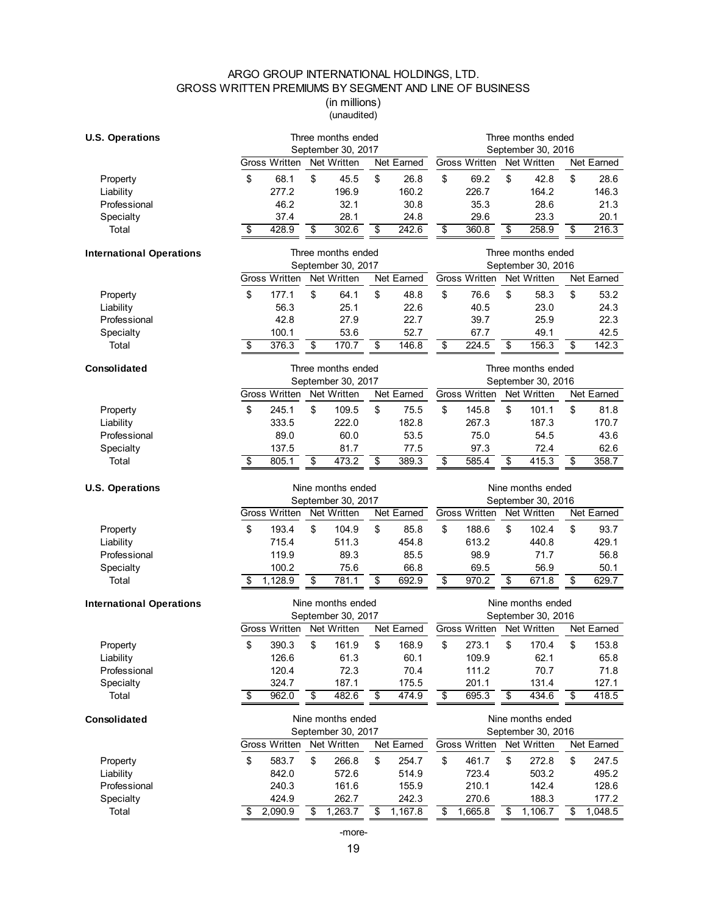# ARGO GROUP INTERNATIONAL HOLDINGS, LTD.
## GROSS WRITTEN PREMIUMS BY SEGMENT AND LINE OF BUSINESS
(in millions)
(unaudited)

| **U.S. Operations** | Three months ended September 30, 2017 | | | Three months ended September 30, 2016 | | |
|---|---|---|---|---|---|---|
| | Gross Written | Net Written | Net Earned | Gross Written | Net Written | Net Earned |
| Property | $ 68.1 | $ 45.5 | $ 26.8 | $ 69.2 | $ 42.8 | $ 28.6 |
| Liability | 277.2 | 196.9 | 160.2 | 226.7 | 164.2 | 146.3 |
| Professional | 46.2 | 32.1 | 30.8 | 35.3 | 28.6 | 21.3 |
| Specialty | 37.4 | 28.1 | 24.8 | 29.6 | 23.3 | 20.1 |
| Total | $ 428.9 | $ 302.6 | $ 242.6 | $ 360.8 | $ 258.9 | $ 216.3 |

| **International Operations** | Three months ended September 30, 2017 | | | Three months ended September 30, 2016 | | |
|---|---|---|---|---|---|---|
| | Gross Written | Net Written | Net Earned | Gross Written | Net Written | Net Earned |
| Property | $ 177.1 | $ 64.1 | $ 48.8 | $ 76.6 | $ 58.3 | $ 53.2 |
| Liability | 56.3 | 25.1 | 22.6 | 40.5 | 23.0 | 24.3 |
| Professional | 42.8 | 27.9 | 22.7 | 39.7 | 25.9 | 22.3 |
| Specialty | 100.1 | 53.6 | 52.7 | 67.7 | 49.1 | 42.5 |
| Total | $ 376.3 | $ 170.7 | $ 146.8 | $ 224.5 | $ 156.3 | $ 142.3 |

| **Consolidated** | Three months ended September 30, 2017 | | | Three months ended September 30, 2016 | | |
|---|---|---|---|---|---|---|
| | Gross Written | Net Written | Net Earned | Gross Written | Net Written | Net Earned |
| Property | $ 245.1 | $ 109.5 | $ 75.5 | $ 145.8 | $ 101.1 | $ 81.8 |
| Liability | 333.5 | 222.0 | 182.8 | 267.3 | 187.3 | 170.7 |
| Professional | 89.0 | 60.0 | 53.5 | 75.0 | 54.5 | 43.6 |
| Specialty | 137.5 | 81.7 | 77.5 | 97.3 | 72.4 | 62.6 |
| Total | $ 805.1 | $ 473.2 | $ 389.3 | $ 585.4 | $ 415.3 | $ 358.7 |

| **U.S. Operations** | Nine months ended September 30, 2017 | | | Nine months ended September 30, 2016 | | |
|---|---|---|---|---|---|---|
| | Gross Written | Net Written | Net Earned | Gross Written | Net Written | Net Earned |
| Property | $ 193.4 | $ 104.9 | $ 85.8 | $ 188.6 | $ 102.4 | $ 93.7 |
| Liability | 715.4 | 511.3 | 454.8 | 613.2 | 440.8 | 429.1 |
| Professional | 119.9 | 89.3 | 85.5 | 98.9 | 71.7 | 56.8 |
| Specialty | 100.2 | 75.6 | 66.8 | 69.5 | 56.9 | 50.1 |
| Total | $ 1,128.9 | $ 781.1 | $ 692.9 | $ 970.2 | $ 671.8 | $ 629.7 |

| **International Operations** | Nine months ended September 30, 2017 | | | Nine months ended September 30, 2016 | | |
|---|---|---|---|---|---|---|
| | Gross Written | Net Written | Net Earned | Gross Written | Net Written | Net Earned |
| Property | $ 390.3 | $ 161.9 | $ 168.9 | $ 273.1 | $ 170.4 | $ 153.8 |
| Liability | 126.6 | 61.3 | 60.1 | 109.9 | 62.1 | 65.8 |
| Professional | 120.4 | 72.3 | 70.4 | 111.2 | 70.7 | 71.8 |
| Specialty | 324.7 | 187.1 | 175.5 | 201.1 | 131.4 | 127.1 |
| Total | $ 962.0 | $ 482.6 | $ 474.9 | $ 695.3 | $ 434.6 | $ 418.5 |

| **Consolidated** | Nine months ended September 30, 2017 | | | Nine months ended September 30, 2016 | | |
|---|---|---|---|---|---|---|
| | Gross Written | Net Written | Net Earned | Gross Written | Net Written | Net Earned |
| Property | $ 583.7 | $ 266.8 | $ 254.7 | $ 461.7 | $ 272.8 | $ 247.5 |
| Liability | 842.0 | 572.6 | 514.9 | 723.4 | 503.2 | 495.2 |
| Professional | 240.3 | 161.6 | 155.9 | 210.1 | 142.4 | 128.6 |
| Specialty | 424.9 | 262.7 | 242.3 | 270.6 | 188.3 | 177.2 |
| Total | $ 2,090.9 | $ 1,263.7 | $ 1,167.8 | $ 1,665.8 | $ 1,106.7 | $ 1,048.5 |

-more-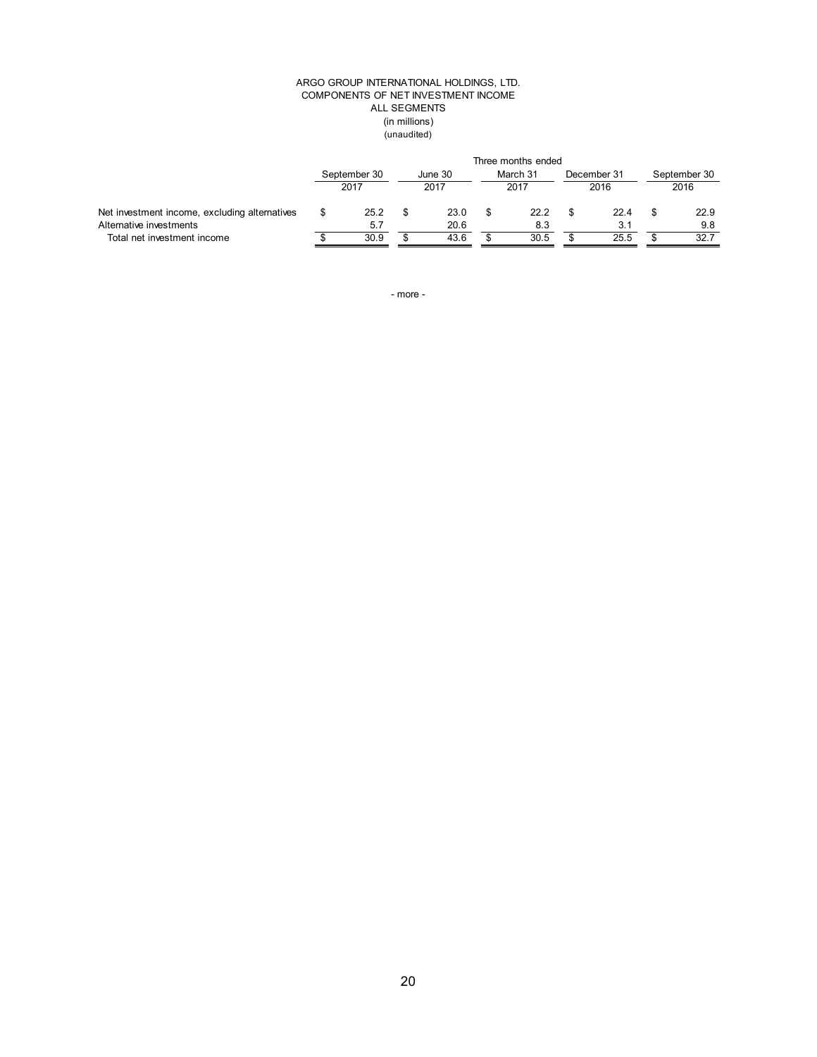ARGO GROUP INTERNATIONAL HOLDINGS, LTD.
COMPONENTS OF NET INVESTMENT INCOME
ALL SEGMENTS
(in millions)
(unaudited)

| | Three months ended | | | | |
|---|---|---|---|---|---|
| | September 30 2017 | June 30 2017 | March 31 2017 | December 31 2016 | September 30 2016 |
| Net investment income, excluding alternatives | $ 25.2 | $ 23.0 | $ 22.2 | $ 22.4 | $ 22.9 |
| Alternative investments | 5.7 | 20.6 | 8.3 | 3.1 | 9.8 |
| Total net investment income | $ 30.9 | $ 43.6 | $ 30.5 | $ 25.5 | $ 32.7 |

- more -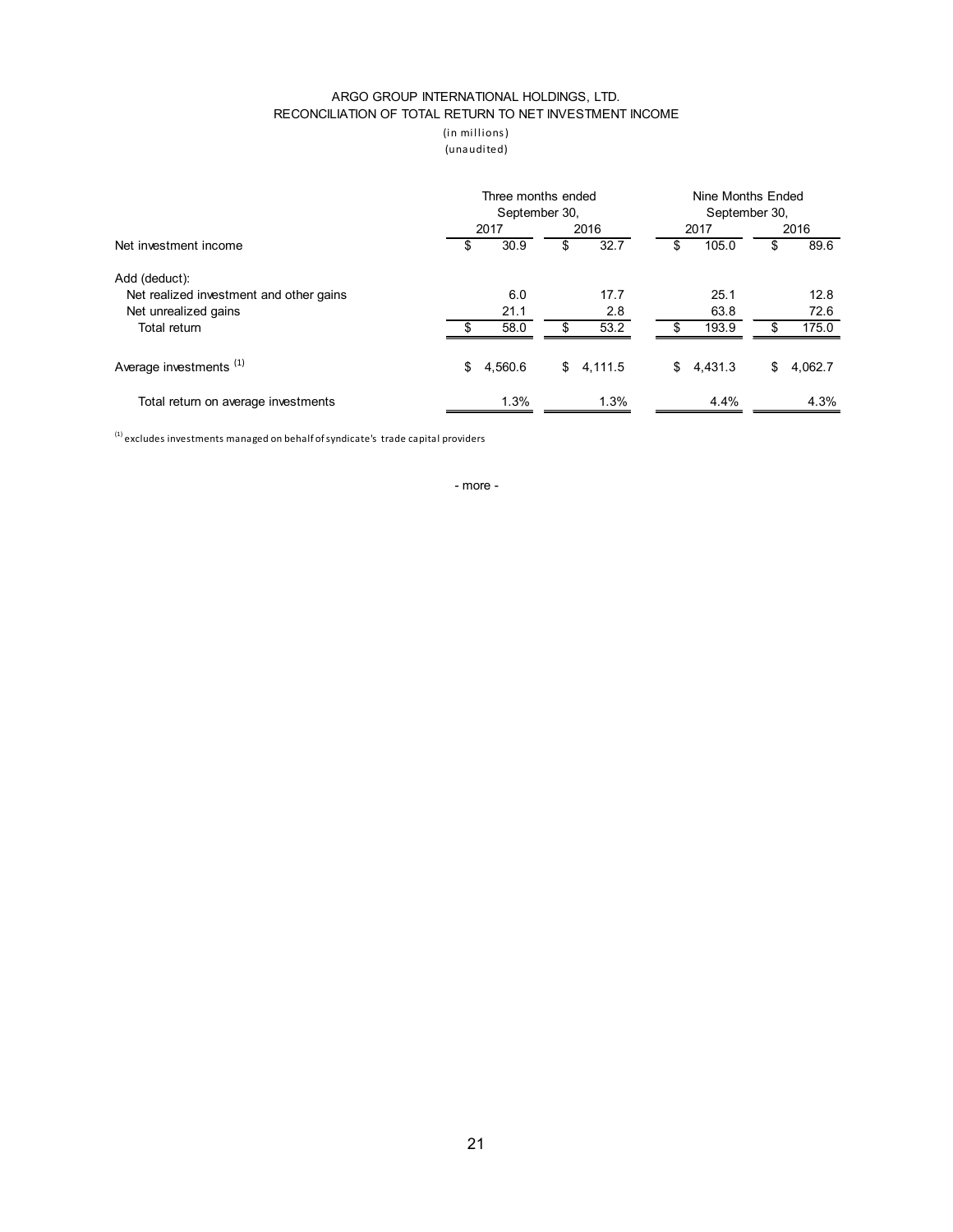ARGO GROUP INTERNATIONAL HOLDINGS, LTD.

RECONCILIATION OF TOTAL RETURN TO NET INVESTMENT INCOME

(in millions)

(unaudited)

| | Three months ended September 30, | | Nine Months Ended September 30, | |
|---|---|---|---|---|
| | 2017 | 2016 | 2017 | 2016 |
| Net investment income | $ 30.9 | $ 32.7 | $ 105.0 | $ 89.6 |
| Add (deduct): | | | | |
| Net realized investment and other gains | 6.0 | 17.7 | 25.1 | 12.8 |
| Net unrealized gains | 21.1 | 2.8 | 63.8 | 72.6 |
| Total return | $ 58.0 | $ 53.2 | $ 193.9 | $ 175.0 |
| Average investments [(1)] | $ 4,560.6 | $ 4,111.5 | $ 4,431.3 | $ 4,062.7 |
| Total return on average investments | 1.3% | 1.3% | 4.4% | 4.3% |

[(1)] excludes investments managed on behalf of syndicate's trade capital providers

- more -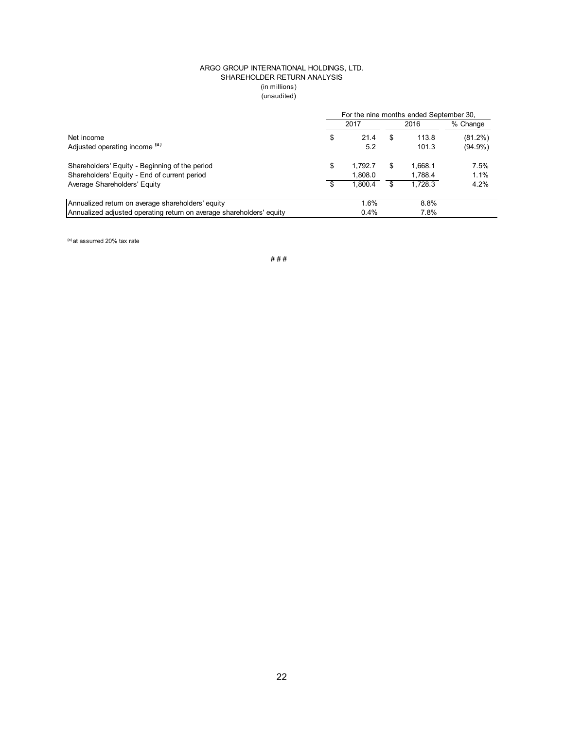ARGO GROUP INTERNATIONAL HOLDINGS, LTD.
SHAREHOLDER RETURN ANALYSIS
(in millions)
(unaudited)

| | For the nine months ended September 30, | | |
|---|---|---|---|
| | 2017 | 2016 | % Change |
| Net income | $ 21.4 | $ 113.8 | (81.2%) |
| Adjusted operating income [(a)] | 5.2 | 101.3 | (94.9%) |
| Shareholders' Equity - Beginning of the period | $ 1,792.7 | $ 1,668.1 | 7.5% |
| Shareholders' Equity - End of current period | 1,808.0 | 1,788.4 | 1.1% |
| Average Shareholders' Equity | $ 1,800.4 | $ 1,728.3 | 4.2% |
| Annualized return on average shareholders' equity | 1.6% | 8.8% | |
| Annualized adjusted operating return on average shareholders' equity | 0.4% | 7.8% | |

[(a)] at assumed 20% tax rate

# # #